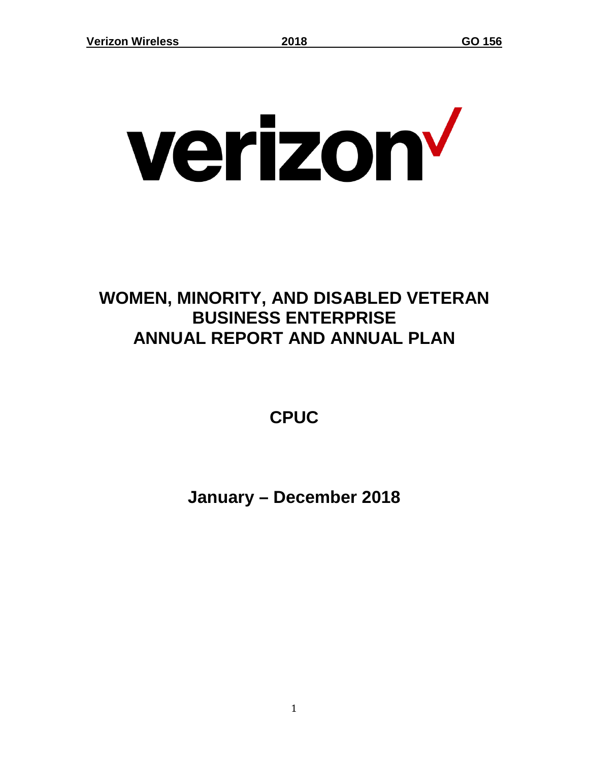verizon✓

# WOMEN, MINORITY, AND DISABLED VETERAN BUSINESS ENTERPRISE ANNUAL REPORT AND ANNUAL PLAN

## CPUC

## January – December 2018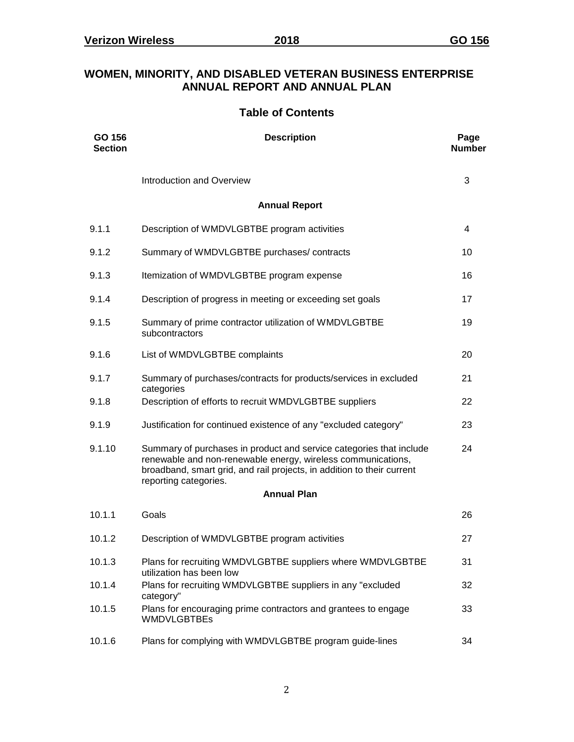# WOMEN, MINORITY, AND DISABLED VETERAN BUSINESS ENTERPRISE ANNUAL REPORT AND ANNUAL PLAN

## Table of Contents

| GO 156 Section | Description | Page Number |
|---|---|---|
| | Introduction and Overview | 3 |
| | **Annual Report** | |
| 9.1.1 | Description of WMDVLGBTBE program activities | 4 |
| 9.1.2 | Summary of WMDVLGBTBE purchases/ contracts | 10 |
| 9.1.3 | Itemization of WMDVLGBTBE program expense | 16 |
| 9.1.4 | Description of progress in meeting or exceeding set goals | 17 |
| 9.1.5 | Summary of prime contractor utilization of WMDVLGBTBE subcontractors | 19 |
| 9.1.6 | List of WMDVLGBTBE complaints | 20 |
| 9.1.7 | Summary of purchases/contracts for products/services in excluded categories | 21 |
| 9.1.8 | Description of efforts to recruit WMDVLGBTBE suppliers | 22 |
| 9.1.9 | Justification for continued existence of any "excluded category" | 23 |
| 9.1.10 | Summary of purchases in product and service categories that include renewable and non-renewable energy, wireless communications, broadband, smart grid, and rail projects, in addition to their current reporting categories. | 24 |
| | **Annual Plan** | |
| 10.1.1 | Goals | 26 |
| 10.1.2 | Description of WMDVLGBTBE program activities | 27 |
| 10.1.3 | Plans for recruiting WMDVLGBTBE suppliers where WMDVLGBTBE utilization has been low | 31 |
| 10.1.4 | Plans for recruiting WMDVLGBTBE suppliers in any "excluded category" | 32 |
| 10.1.5 | Plans for encouraging prime contractors and grantees to engage WMDVLGBTBEs | 33 |
| 10.1.6 | Plans for complying with WMDVLGBTBE program guide-lines | 34 |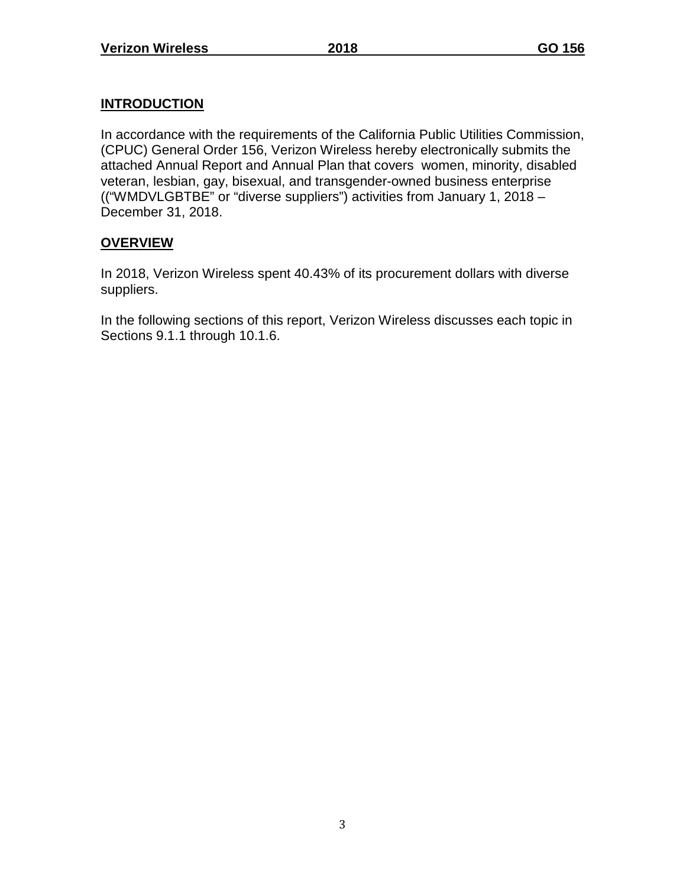## INTRODUCTION

In accordance with the requirements of the California Public Utilities Commission, (CPUC) General Order 156, Verizon Wireless hereby electronically submits the attached Annual Report and Annual Plan that covers women, minority, disabled veteran, lesbian, gay, bisexual, and transgender-owned business enterprise ((“WMDVLGBTBE” or “diverse suppliers”) activities from January 1, 2018 – December 31, 2018.

## OVERVIEW

In 2018, Verizon Wireless spent 40.43% of its procurement dollars with diverse suppliers.

In the following sections of this report, Verizon Wireless discusses each topic in Sections 9.1.1 through 10.1.6.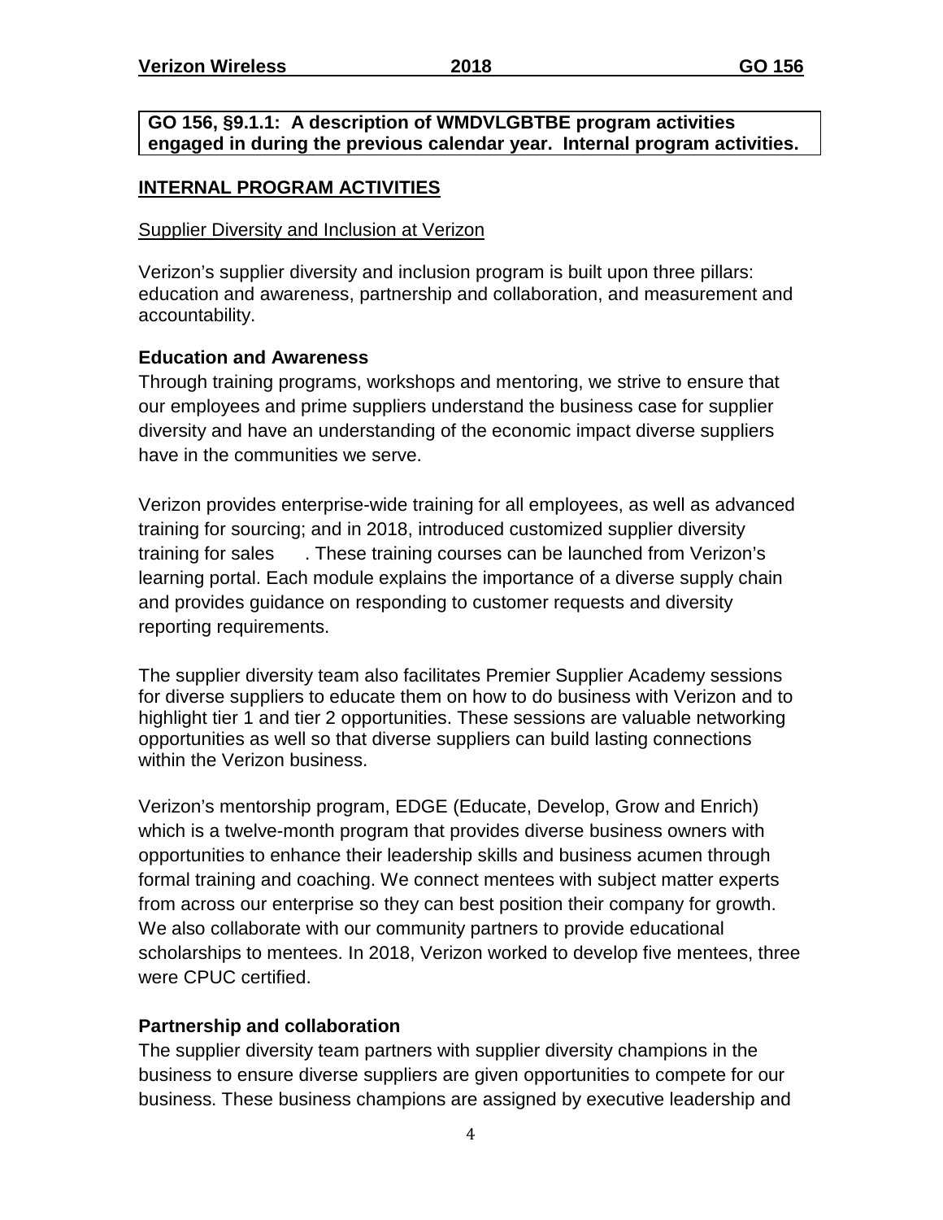**GO 156, §9.1.1: A description of WMDVLGBTBE program activities engaged in during the previous calendar year. Internal program activities.**

## INTERNAL PROGRAM ACTIVITIES

Supplier Diversity and Inclusion at Verizon

Verizon's supplier diversity and inclusion program is built upon three pillars: education and awareness, partnership and collaboration, and measurement and accountability.

### Education and Awareness

Through training programs, workshops and mentoring, we strive to ensure that our employees and prime suppliers understand the business case for supplier diversity and have an understanding of the economic impact diverse suppliers have in the communities we serve.

Verizon provides enterprise-wide training for all employees, as well as advanced training for sourcing; and in 2018, introduced customized supplier diversity training for sales . These training courses can be launched from Verizon's learning portal. Each module explains the importance of a diverse supply chain and provides guidance on responding to customer requests and diversity reporting requirements.

The supplier diversity team also facilitates Premier Supplier Academy sessions for diverse suppliers to educate them on how to do business with Verizon and to highlight tier 1 and tier 2 opportunities. These sessions are valuable networking opportunities as well so that diverse suppliers can build lasting connections within the Verizon business.

Verizon's mentorship program, EDGE (Educate, Develop, Grow and Enrich) which is a twelve-month program that provides diverse business owners with opportunities to enhance their leadership skills and business acumen through formal training and coaching. We connect mentees with subject matter experts from across our enterprise so they can best position their company for growth. We also collaborate with our community partners to provide educational scholarships to mentees. In 2018, Verizon worked to develop five mentees, three were CPUC certified.

### Partnership and collaboration

The supplier diversity team partners with supplier diversity champions in the business to ensure diverse suppliers are given opportunities to compete for our business. These business champions are assigned by executive leadership and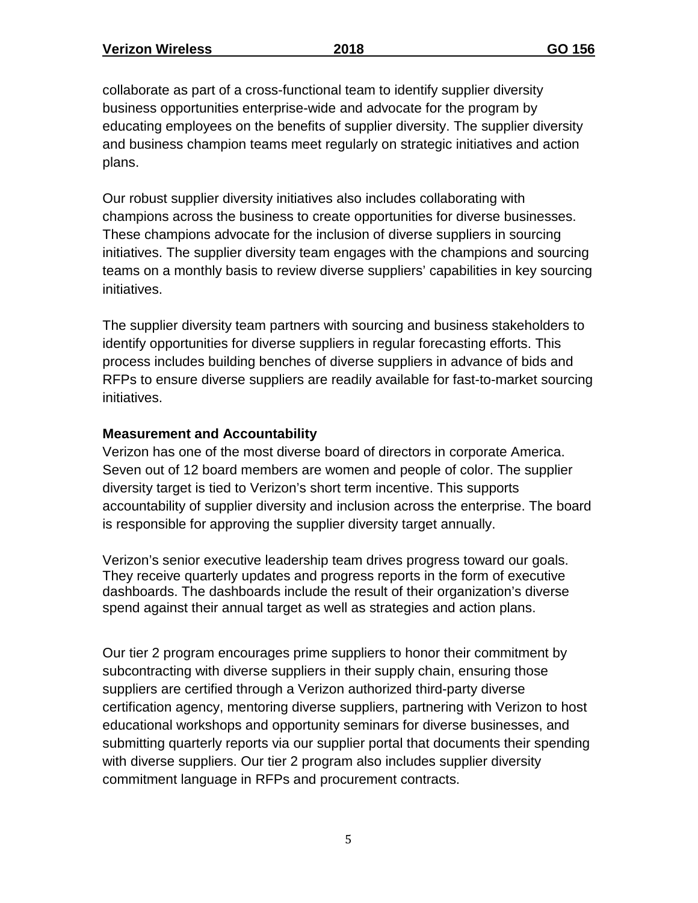collaborate as part of a cross-functional team to identify supplier diversity business opportunities enterprise-wide and advocate for the program by educating employees on the benefits of supplier diversity. The supplier diversity and business champion teams meet regularly on strategic initiatives and action plans.

Our robust supplier diversity initiatives also includes collaborating with champions across the business to create opportunities for diverse businesses. These champions advocate for the inclusion of diverse suppliers in sourcing initiatives. The supplier diversity team engages with the champions and sourcing teams on a monthly basis to review diverse suppliers' capabilities in key sourcing initiatives.

The supplier diversity team partners with sourcing and business stakeholders to identify opportunities for diverse suppliers in regular forecasting efforts. This process includes building benches of diverse suppliers in advance of bids and RFPs to ensure diverse suppliers are readily available for fast-to-market sourcing initiatives.

**Measurement and Accountability**

Verizon has one of the most diverse board of directors in corporate America. Seven out of 12 board members are women and people of color. The supplier diversity target is tied to Verizon's short term incentive. This supports accountability of supplier diversity and inclusion across the enterprise. The board is responsible for approving the supplier diversity target annually.

Verizon's senior executive leadership team drives progress toward our goals. They receive quarterly updates and progress reports in the form of executive dashboards. The dashboards include the result of their organization's diverse spend against their annual target as well as strategies and action plans.

Our tier 2 program encourages prime suppliers to honor their commitment by subcontracting with diverse suppliers in their supply chain, ensuring those suppliers are certified through a Verizon authorized third-party diverse certification agency, mentoring diverse suppliers, partnering with Verizon to host educational workshops and opportunity seminars for diverse businesses, and submitting quarterly reports via our supplier portal that documents their spending with diverse suppliers. Our tier 2 program also includes supplier diversity commitment language in RFPs and procurement contracts.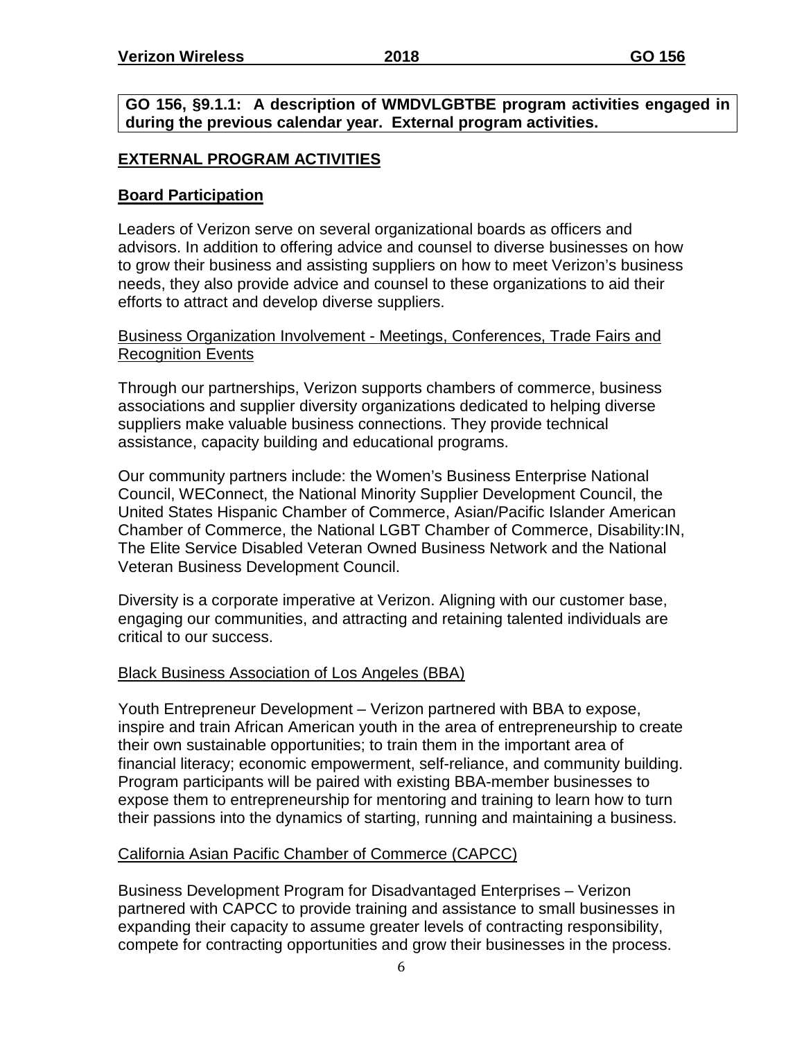**GO 156, §9.1.1: A description of WMDVLGBTBE program activities engaged in during the previous calendar year. External program activities.**

## EXTERNAL PROGRAM ACTIVITIES

### Board Participation

Leaders of Verizon serve on several organizational boards as officers and advisors. In addition to offering advice and counsel to diverse businesses on how to grow their business and assisting suppliers on how to meet Verizon's business needs, they also provide advice and counsel to these organizations to aid their efforts to attract and develop diverse suppliers.

#### Business Organization Involvement - Meetings, Conferences, Trade Fairs and Recognition Events

Through our partnerships, Verizon supports chambers of commerce, business associations and supplier diversity organizations dedicated to helping diverse suppliers make valuable business connections. They provide technical assistance, capacity building and educational programs.

Our community partners include: the Women's Business Enterprise National Council, WEConnect, the National Minority Supplier Development Council, the United States Hispanic Chamber of Commerce, Asian/Pacific Islander American Chamber of Commerce, the National LGBT Chamber of Commerce, Disability:IN, The Elite Service Disabled Veteran Owned Business Network and the National Veteran Business Development Council.

Diversity is a corporate imperative at Verizon. Aligning with our customer base, engaging our communities, and attracting and retaining talented individuals are critical to our success.

#### Black Business Association of Los Angeles (BBA)

Youth Entrepreneur Development – Verizon partnered with BBA to expose, inspire and train African American youth in the area of entrepreneurship to create their own sustainable opportunities; to train them in the important area of financial literacy; economic empowerment, self-reliance, and community building. Program participants will be paired with existing BBA-member businesses to expose them to entrepreneurship for mentoring and training to learn how to turn their passions into the dynamics of starting, running and maintaining a business.

#### California Asian Pacific Chamber of Commerce (CAPCC)

Business Development Program for Disadvantaged Enterprises – Verizon partnered with CAPCC to provide training and assistance to small businesses in expanding their capacity to assume greater levels of contracting responsibility, compete for contracting opportunities and grow their businesses in the process.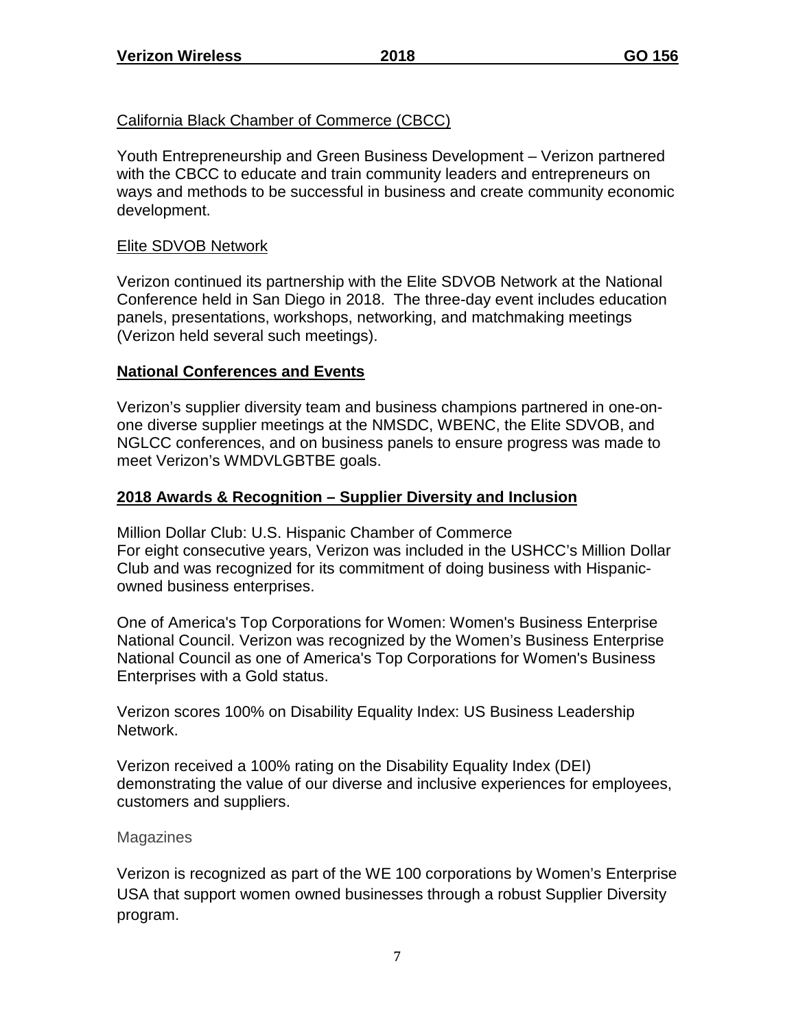California Black Chamber of Commerce (CBCC)

Youth Entrepreneurship and Green Business Development – Verizon partnered with the CBCC to educate and train community leaders and entrepreneurs on ways and methods to be successful in business and create community economic development.

Elite SDVOB Network

Verizon continued its partnership with the Elite SDVOB Network at the National Conference held in San Diego in 2018. The three-day event includes education panels, presentations, workshops, networking, and matchmaking meetings (Verizon held several such meetings).

## National Conferences and Events

Verizon's supplier diversity team and business champions partnered in one-on-one diverse supplier meetings at the NMSDC, WBENC, the Elite SDVOB, and NGLCC conferences, and on business panels to ensure progress was made to meet Verizon's WMDVLGBTBE goals.

## 2018 Awards & Recognition – Supplier Diversity and Inclusion

Million Dollar Club: U.S. Hispanic Chamber of Commerce
For eight consecutive years, Verizon was included in the USHCC's Million Dollar Club and was recognized for its commitment of doing business with Hispanic-owned business enterprises.

One of America's Top Corporations for Women: Women's Business Enterprise National Council. Verizon was recognized by the Women's Business Enterprise National Council as one of America's Top Corporations for Women's Business Enterprises with a Gold status.

Verizon scores 100% on Disability Equality Index: US Business Leadership Network.

Verizon received a 100% rating on the Disability Equality Index (DEI) demonstrating the value of our diverse and inclusive experiences for employees, customers and suppliers.

Magazines

Verizon is recognized as part of the WE 100 corporations by Women's Enterprise USA that support women owned businesses through a robust Supplier Diversity program.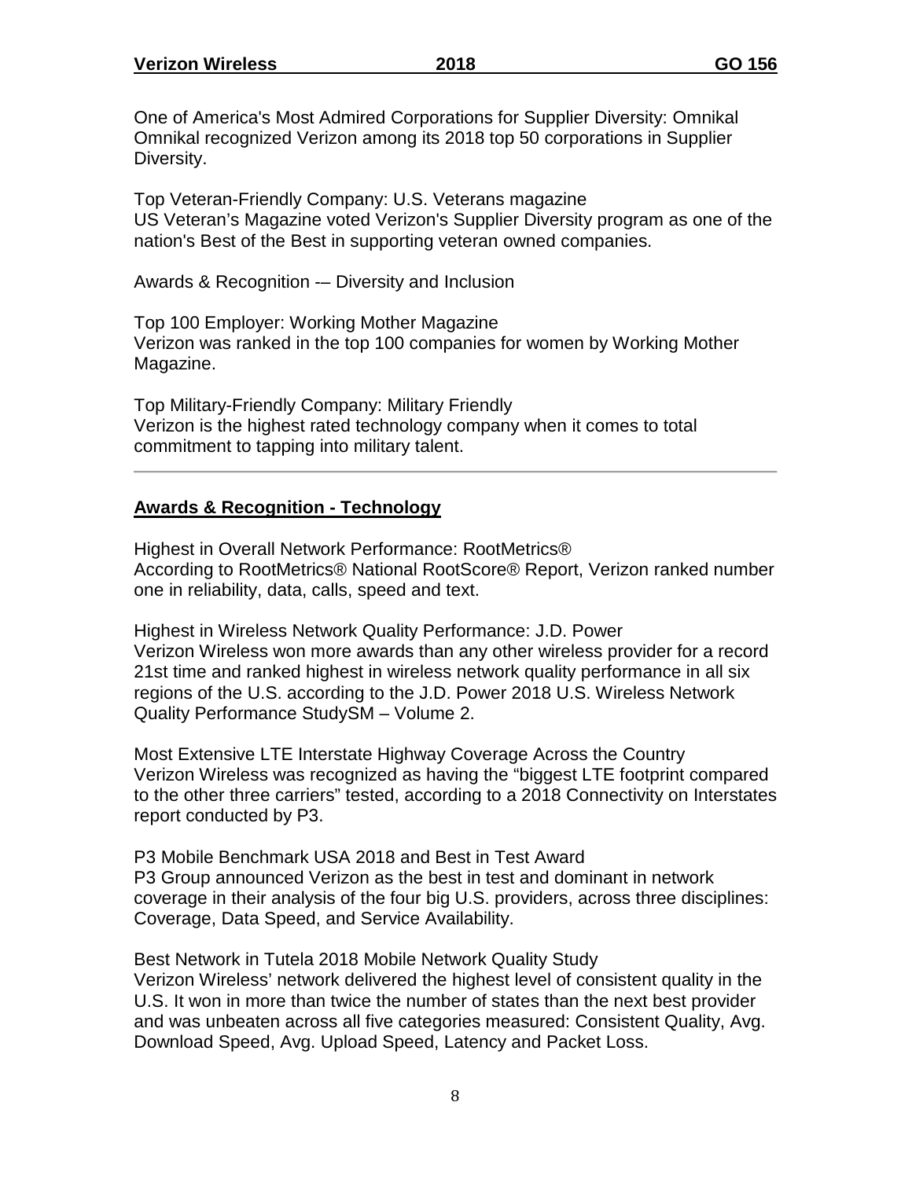One of America's Most Admired Corporations for Supplier Diversity: Omnikal
Omnikal recognized Verizon among its 2018 top 50 corporations in Supplier Diversity.

Top Veteran-Friendly Company: U.S. Veterans magazine
US Veteran's Magazine voted Verizon's Supplier Diversity program as one of the nation's Best of the Best in supporting veteran owned companies.

Awards & Recognition -– Diversity and Inclusion

Top 100 Employer: Working Mother Magazine
Verizon was ranked in the top 100 companies for women by Working Mother Magazine.

Top Military-Friendly Company: Military Friendly
Verizon is the highest rated technology company when it comes to total commitment to tapping into military talent.

---

## Awards & Recognition - Technology

Highest in Overall Network Performance: RootMetrics®
According to RootMetrics® National RootScore® Report, Verizon ranked number one in reliability, data, calls, speed and text.

Highest in Wireless Network Quality Performance: J.D. Power
Verizon Wireless won more awards than any other wireless provider for a record 21st time and ranked highest in wireless network quality performance in all six regions of the U.S. according to the J.D. Power 2018 U.S. Wireless Network Quality Performance StudySM – Volume 2.

Most Extensive LTE Interstate Highway Coverage Across the Country
Verizon Wireless was recognized as having the "biggest LTE footprint compared to the other three carriers" tested, according to a 2018 Connectivity on Interstates report conducted by P3.

P3 Mobile Benchmark USA 2018 and Best in Test Award
P3 Group announced Verizon as the best in test and dominant in network coverage in their analysis of the four big U.S. providers, across three disciplines: Coverage, Data Speed, and Service Availability.

Best Network in Tutela 2018 Mobile Network Quality Study
Verizon Wireless' network delivered the highest level of consistent quality in the U.S. It won in more than twice the number of states than the next best provider and was unbeaten across all five categories measured: Consistent Quality, Avg. Download Speed, Avg. Upload Speed, Latency and Packet Loss.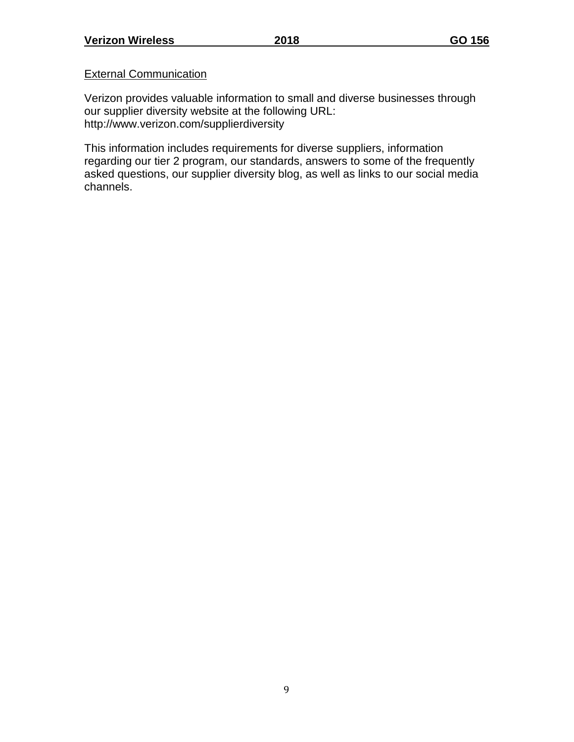External Communication

Verizon provides valuable information to small and diverse businesses through our supplier diversity website at the following URL: http://www.verizon.com/supplierdiversity

This information includes requirements for diverse suppliers, information regarding our tier 2 program, our standards, answers to some of the frequently asked questions, our supplier diversity blog, as well as links to our social media channels.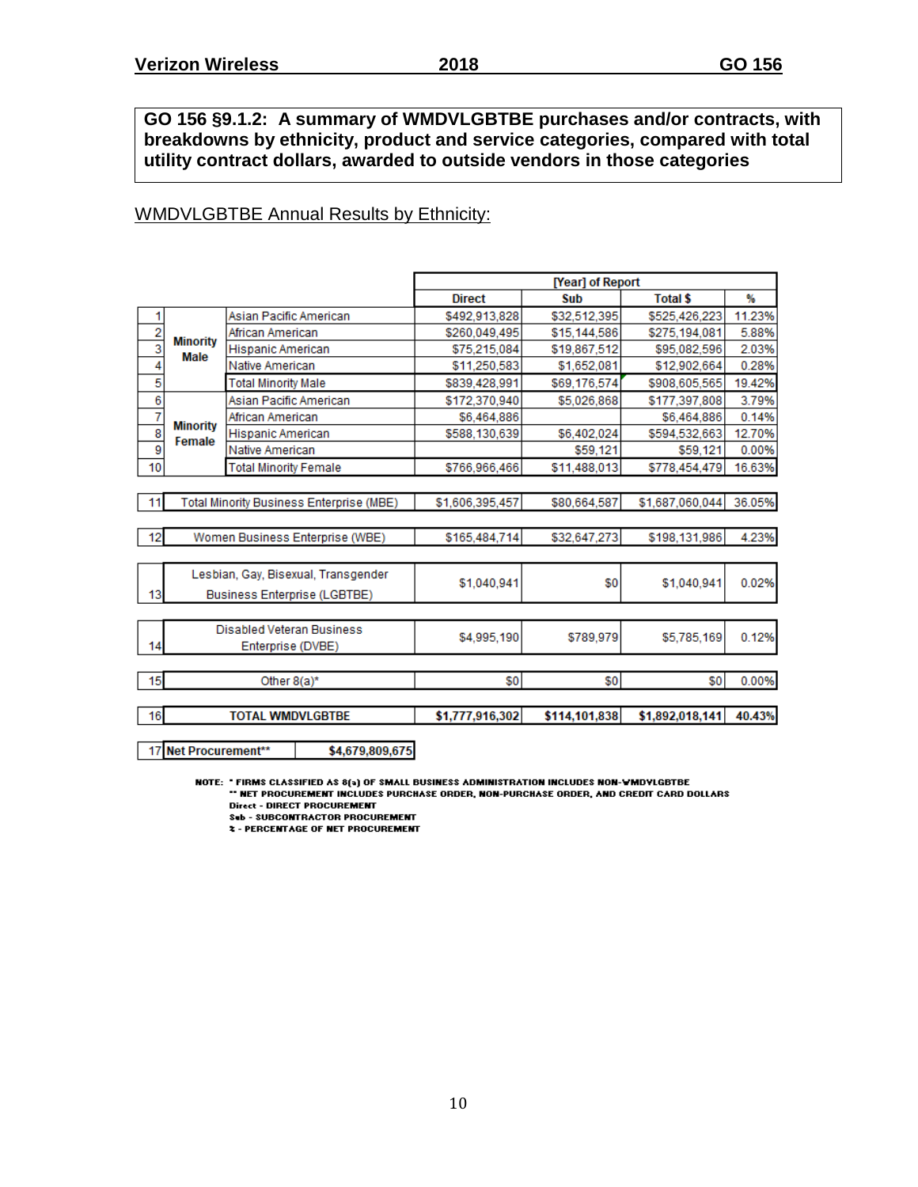**GO 156 §9.1.2: A summary of WMDVLGBTBE purchases and/or contracts, with breakdowns by ethnicity, product and service categories, compared with total utility contract dollars, awarded to outside vendors in those categories**

WMDVLGBTBE Annual Results by Ethnicity:

| | | | [Year] of Report | | | |
|---|---|---|---|---|---|---|
| | | | Direct | Sub | Total $ | % |
| 1 | Minority Male | Asian Pacific American | $492,913,828 | $32,512,395 | $525,426,223 | 11.23% |
| 2 | | African American | $260,049,495 | $15,144,586 | $275,194,081 | 5.88% |
| 3 | | Hispanic American | $75,215,084 | $19,867,512 | $95,082,596 | 2.03% |
| 4 | | Native American | $11,250,583 | $1,652,081 | $12,902,664 | 0.28% |
| 5 | | Total Minority Male | $839,428,991 | $69,176,574 | $908,605,565 | 19.42% |
| 6 | Minority Female | Asian Pacific American | $172,370,940 | $5,026,868 | $177,397,808 | 3.79% |
| 7 | | African American | $6,464,886 | | $6,464,886 | 0.14% |
| 8 | | Hispanic American | $588,130,639 | $6,402,024 | $594,532,663 | 12.70% |
| 9 | | Native American | | $59,121 | $59,121 | 0.00% |
| 10 | | Total Minority Female | $766,966,466 | $11,488,013 | $778,454,479 | 16.63% |
| 11 | Total Minority Business Enterprise (MBE) | | $1,606,395,457 | $80,664,587 | $1,687,060,044 | 36.05% |
| 12 | Women Business Enterprise (WBE) | | $165,484,714 | $32,647,273 | $198,131,986 | 4.23% |
| 13 | Lesbian, Gay, Bisexual, Transgender Business Enterprise (LGBTBE) | | $1,040,941 | $0 | $1,040,941 | 0.02% |
| 14 | Disabled Veteran Business Enterprise (DVBE) | | $4,995,190 | $789,979 | $5,785,169 | 0.12% |
| 15 | Other 8(a)* | | $0 | $0 | $0 | 0.00% |
| 16 | **TOTAL WMDVLGBTBE** | | **$1,777,916,302** | **$114,101,838** | **$1,892,018,141** | **40.43%** |
| 17 | **Net Procurement**** | | **$4,679,809,675** | | | |

NOTE: * FIRMS CLASSIFIED AS 8(a) OF SMALL BUSINESS ADMINISTRATION INCLUDES NON-WMDVLGBTBE
** NET PROCUREMENT INCLUDES PURCHASE ORDER, NON-PURCHASE ORDER, AND CREDIT CARD DOLLARS
Direct - DIRECT PROCUREMENT
Sub - SUBCONTRACTOR PROCUREMENT
% - PERCENTAGE OF NET PROCUREMENT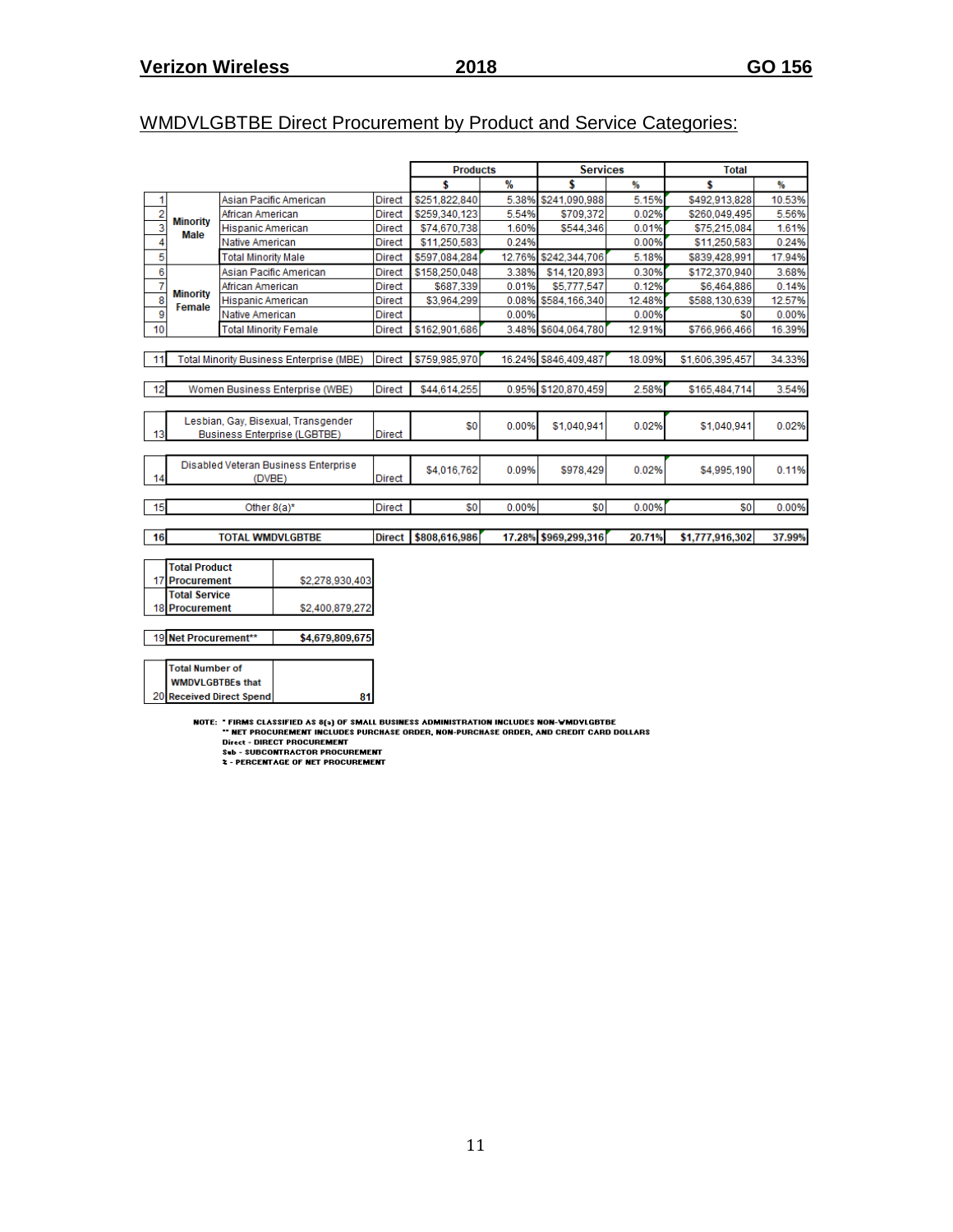## WMDVLGBTBE Direct Procurement by Product and Service Categories:

| | | | | Products | | Services | | Total | |
|---|---|---|---|---|---|---|---|---|---|
| | | | | $ | % | $ | % | $ | % |
| 1 | Minority Male | Asian Pacific American | Direct | $251,822,840 | 5.38% | $241,090,988 | 5.15% | $492,913,828 | 10.53% |
| 2 | | African American | Direct | $259,340,123 | 5.54% | $709,372 | 0.02% | $260,049,495 | 5.56% |
| 3 | | Hispanic American | Direct | $74,670,738 | 1.60% | $544,346 | 0.01% | $75,215,084 | 1.61% |
| 4 | | Native American | Direct | $11,250,583 | 0.24% | | 0.00% | $11,250,583 | 0.24% |
| 5 | | Total Minority Male | Direct | $597,084,284 | 12.76% | $242,344,706 | 5.18% | $839,428,991 | 17.94% |
| 6 | Minority Female | Asian Pacific American | Direct | $158,250,048 | 3.38% | $14,120,893 | 0.30% | $172,370,940 | 3.68% |
| 7 | | African American | Direct | $687,339 | 0.01% | $5,777,547 | 0.12% | $6,464,886 | 0.14% |
| 8 | | Hispanic American | Direct | $3,964,299 | 0.08% | $584,166,340 | 12.48% | $588,130,639 | 12.57% |
| 9 | | Native American | Direct | | 0.00% | | 0.00% | $0 | 0.00% |
| 10 | | Total Minority Female | Direct | $162,901,686 | 3.48% | $604,064,780 | 12.91% | $766,966,466 | 16.39% |
| 11 | Total Minority Business Enterprise (MBE) | | Direct | $759,985,970 | 16.24% | $846,409,487 | 18.09% | $1,606,395,457 | 34.33% |
| 12 | Women Business Enterprise (WBE) | | Direct | $44,614,255 | 0.95% | $120,870,459 | 2.58% | $165,484,714 | 3.54% |
| 13 | Lesbian, Gay, Bisexual, Transgender Business Enterprise (LGBTBE) | | Direct | $0 | 0.00% | $1,040,941 | 0.02% | $1,040,941 | 0.02% |
| 14 | Disabled Veteran Business Enterprise (DVBE) | | Direct | $4,016,762 | 0.09% | $978,429 | 0.02% | $4,995,190 | 0.11% |
| 15 | Other 8(a)* | | Direct | $0 | 0.00% | $0 | 0.00% | $0 | 0.00% |
| 16 | **TOTAL WMDVLGBTBE** | | **Direct** | **$808,616,986** | **17.28%** | **$969,299,316** | **20.71%** | **$1,777,916,302** | **37.99%** |

| | | |
|---|---|---|
| 17 | **Total Product Procurement** | $2,278,930,403 |
| 18 | **Total Service Procurement** | $2,400,879,272 |
| 19 | **Net Procurement**** | **$4,679,809,675** |
| 20 | **Total Number of WMDVLGBTBEs that Received Direct Spend** | **81** |

NOTE: * FIRMS CLASSIFIED AS 8(a) OF SMALL BUSINESS ADMINISTRATION INCLUDES NON-WMDVLGBTBE
** NET PROCUREMENT INCLUDES PURCHASE ORDER, NON-PURCHASE ORDER, AND CREDIT CARD DOLLARS
Direct - DIRECT PROCUREMENT
Sub - SUBCONTRACTOR PROCUREMENT
% - PERCENTAGE OF NET PROCUREMENT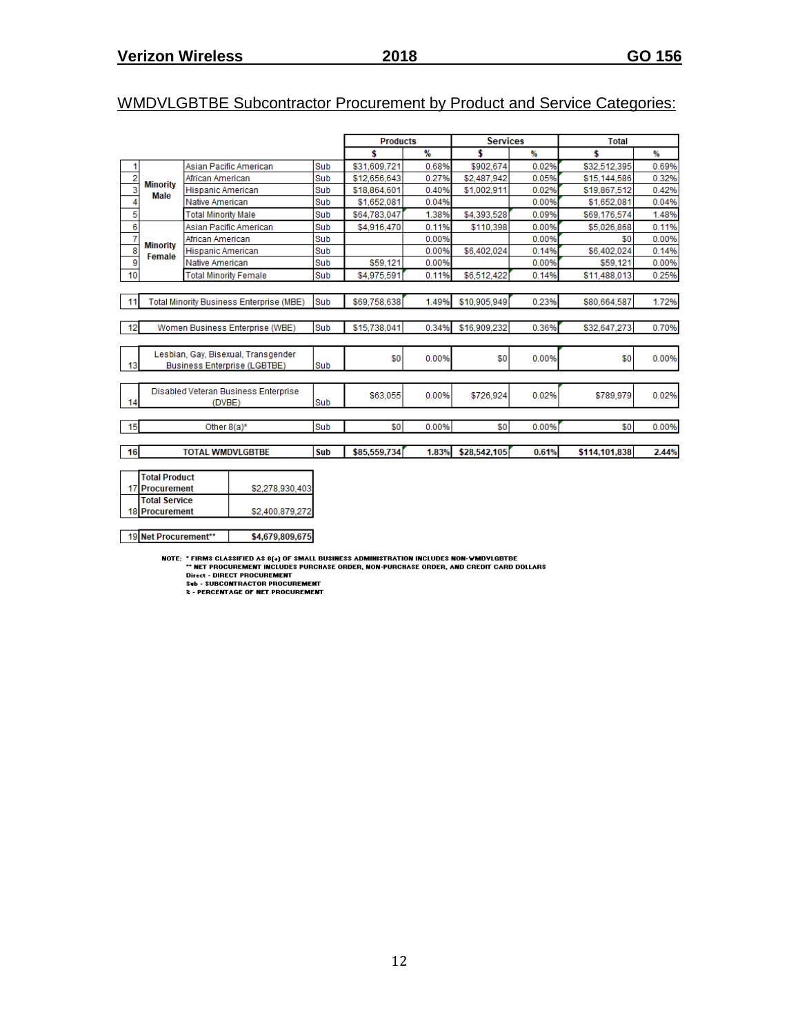## WMDVLGBTBE Subcontractor Procurement by Product and Service Categories:

| # | | | | Products | | Services | | Total | |
|---|---|---|---|---|---|---|---|---|---|
| | | | | $ | % | $ | % | $ | % |
| 1 | Minority Male | Asian Pacific American | Sub | $31,609,721 | 0.68% | $902,674 | 0.02% | $32,512,395 | 0.69% |
| 2 | | African American | Sub | $12,656,643 | 0.27% | $2,487,942 | 0.05% | $15,144,586 | 0.32% |
| 3 | | Hispanic American | Sub | $18,864,601 | 0.40% | $1,002,911 | 0.02% | $19,867,512 | 0.42% |
| 4 | | Native American | Sub | $1,652,081 | 0.04% | | 0.00% | $1,652,081 | 0.04% |
| 5 | | Total Minority Male | Sub | $64,783,047 | 1.38% | $4,393,528 | 0.09% | $69,176,574 | 1.48% |
| 6 | Minority Female | Asian Pacific American | Sub | $4,916,470 | 0.11% | $110,398 | 0.00% | $5,026,868 | 0.11% |
| 7 | | African American | Sub | | 0.00% | | 0.00% | $0 | 0.00% |
| 8 | | Hispanic American | Sub | | 0.00% | $6,402,024 | 0.14% | $6,402,024 | 0.14% |
| 9 | | Native American | Sub | $59,121 | 0.00% | | 0.00% | $59,121 | 0.00% |
| 10 | | Total Minority Female | Sub | $4,975,591 | 0.11% | $6,512,422 | 0.14% | $11,488,013 | 0.25% |
| 11 | Total Minority Business Enterprise (MBE) | | Sub | $69,758,638 | 1.49% | $10,905,949 | 0.23% | $80,664,587 | 1.72% |
| 12 | Women Business Enterprise (WBE) | | Sub | $15,738,041 | 0.34% | $16,909,232 | 0.36% | $32,647,273 | 0.70% |
| 13 | Lesbian, Gay, Bisexual, Transgender Business Enterprise (LGBTBE) | | Sub | $0 | 0.00% | $0 | 0.00% | $0 | 0.00% |
| 14 | Disabled Veteran Business Enterprise (DVBE) | | Sub | $63,055 | 0.00% | $726,924 | 0.02% | $789,979 | 0.02% |
| 15 | Other 8(a)* | | Sub | $0 | 0.00% | $0 | 0.00% | $0 | 0.00% |
| 16 | **TOTAL WMDVLGBTBE** | | **Sub** | **$85,559,734** | **1.83%** | **$28,542,105** | **0.61%** | **$114,101,838** | **2.44%** |

| # | | |
|---|---|---|
| 17 | **Total Product Procurement** | $2,278,930,403 |
| 18 | **Total Service Procurement** | $2,400,879,272 |
| 19 | **Net Procurement**** | **$4,679,809,675** |

NOTE: * FIRMS CLASSIFIED AS 8(a) OF SMALL BUSINESS ADMINISTRATION INCLUDES NON-WMDVLGBTBE
** NET PROCUREMENT INCLUDES PURCHASE ORDER, NON-PURCHASE ORDER, AND CREDIT CARD DOLLARS
Direct - DIRECT PROCUREMENT
Sub - SUBCONTRACTOR PROCUREMENT
% - PERCENTAGE OF NET PROCUREMENT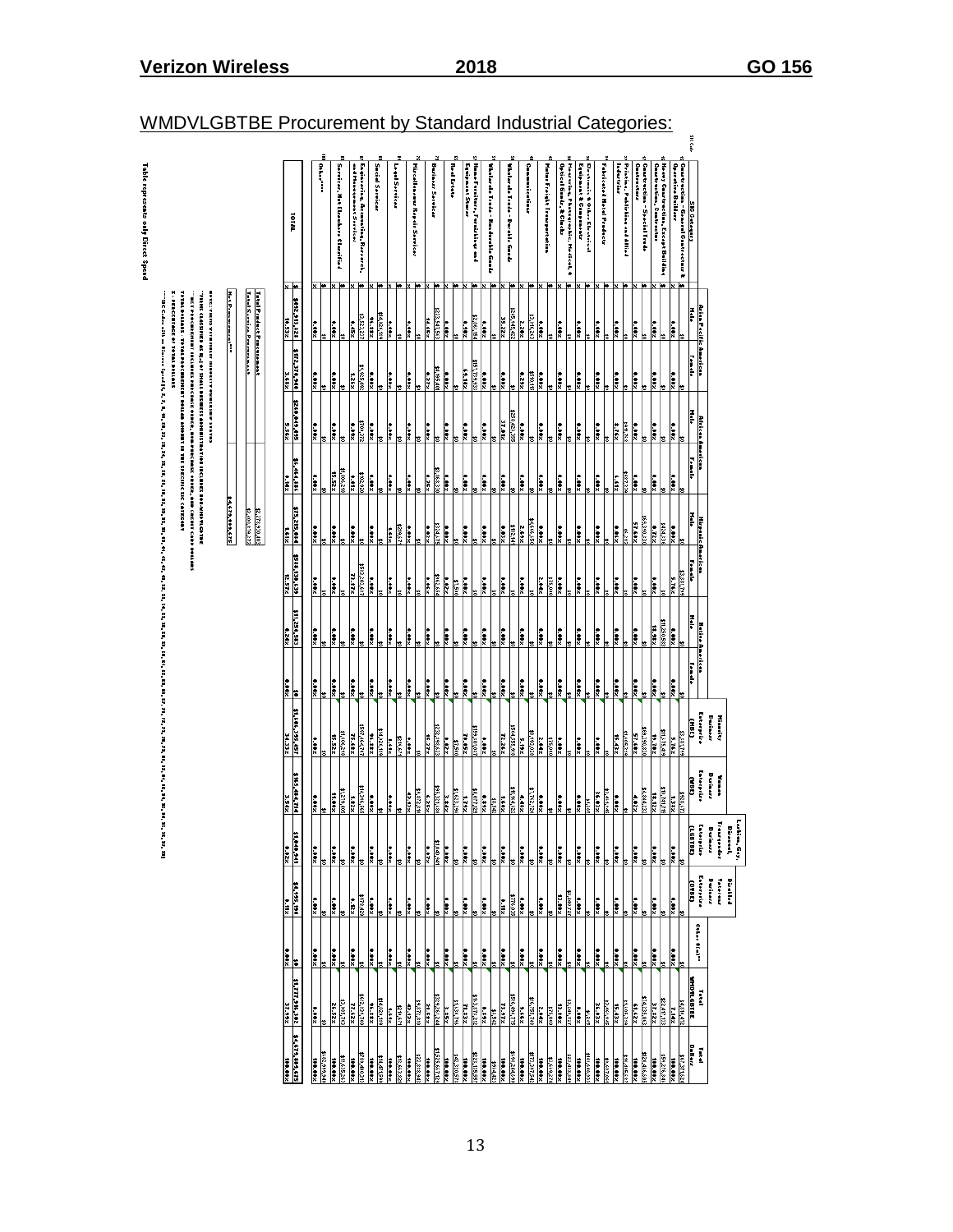## WMDVLGBTBE Procurement by Standard Industrial Categories:

The individual category values in this table are too small to read reliably and are left blank. Only the TOTAL row and the summary box were legible enough to transcribe.

| SIC Code | SIC Category | | Asian Pacific American Male | Asian Pacific American Female | African American Male | African American Female | Hispanic American Male | Hispanic American Female | Native American Male | Native American Female | Minority Business Enterprise (MBE) | Women Business Enterprise (WBE) | Lesbian, Gay, Bisexual, Transgender Business Enterprise (LGBTBE) | Disabled Veteran Business Enterprise (DVBE) | Other 8(a)** | Total WMDVLGBTBE | Total Dollars |
|---|---|---|---|---|---|---|---|---|---|---|---|---|---|---|---|---|---|
| 15 | Construction - General Contractors & Operative Builders | $ | | | | | | | | | | | | | | | |
| | | % | | | | | | | | | | | | | | | |
| 16 | Heavy Construction, Except Building Construction, Contractor | $ | | | | | | | | | | | | | | | |
| | | % | | | | | | | | | | | | | | | |
| 17 | Construction - Special Trade Contractors | $ | | | | | | | | | | | | | | | |
| | | % | | | | | | | | | | | | | | | |
| 27 | Printing, Publishing and Allied Industries | $ | | | | | | | | | | | | | | | |
| | | % | | | | | | | | | | | | | | | |
| 34 | Fabricated Metal Products | $ | | | | | | | | | | | | | | | |
| | | % | | | | | | | | | | | | | | | |
| 36 | Electronic & Other Electrical Equipment & Components | $ | | | | | | | | | | | | | | | |
| | | % | | | | | | | | | | | | | | | |
| 38 | Measuring, Photographic, Medical, & Optical Goods, & Clocks | $ | | | | | | | | | | | | | | | |
| | | % | | | | | | | | | | | | | | | |
| 42 | Motor Freight Transportation | $ | | | | | | | | | | | | | | | |
| | | % | | | | | | | | | | | | | | | |
| 48 | Communications | $ | | | | | | | | | | | | | | | |
| | | % | | | | | | | | | | | | | | | |
| 50 | Wholesale Trade - Durable Goods | $ | | | | | | | | | | | | | | | |
| | | % | | | | | | | | | | | | | | | |
| 51 | Wholesale Trade - Nondurable Goods | $ | | | | | | | | | | | | | | | |
| | | % | | | | | | | | | | | | | | | |
| 57 | Home Furniture, Furnishings and Equipment Stores | $ | | | | | | | | | | | | | | | |
| | | % | | | | | | | | | | | | | | | |
| 65 | Real Estate | $ | | | | | | | | | | | | | | | |
| | | % | | | | | | | | | | | | | | | |
| 73 | Business Services | $ | | | | | | | | | | | | | | | |
| | | % | | | | | | | | | | | | | | | |
| 76 | Miscellaneous Repair Services | $ | | | | | | | | | | | | | | | |
| | | % | | | | | | | | | | | | | | | |
| 81 | Legal Services | $ | | | | | | | | | | | | | | | |
| | | % | | | | | | | | | | | | | | | |
| 83 | Social Services | $ | | | | | | | | | | | | | | | |
| | | % | | | | | | | | | | | | | | | |
| 87 | Engineering, Accounting, Research, and Management Services | $ | | | | | | | | | | | | | | | |
| | | % | | | | | | | | | | | | | | | |
| 89 | Services, Not Elsewhere Classified | $ | | | | | | | | | | | | | | | |
| | | % | | | | | | | | | | | | | | | |
| 99 | Other**** | $ | | | | | | | | | | | | | | | |
| | | % | | | | | | | | | | | | | | | |
| | TOTAL | $ | $450,932,258 | $172,378,908 | $260,400,405 | $6,464,881 | $75,250,034 | $558,139,639 | $11,256,523 | $0 | $1,604,295,457 | $165,486,714 | $9,040,941 | $6,495,090 | $0 | $1,772,518,202 | $4,674,999,675 |
| | | % | 9.53% | 3.64% | 5.56% | 0.14% | 1.61% | 12.37% | 0.24% | 0.00% | 34.33% | 3.54% | 0.19% | 0.14% | 0.00% | 37.92% | 100.00% |

| | |
|---|---|
| Total Product Procurement | $2,274,... |
| Total Service Procurement | $2,400,... |
| Net Procurement*** | $4,674,999,675 |

NOTE: FIGURES REFLECT MINORITY OWNERSHIP STATUS

*8(a) CLASSIFIED AS 8(a) OF SMALL BUSINESS ADMINISTRATION INCLUDES NON-WMDVLGBTBE

**NET PROCUREMENT INCLUDES PURCHASE ORDERS, NON-PURCHASE ORDERS, AND CREDIT CARD DOLLARS

TOTAL DOLLARS - TOTAL PROCUREMENT DOLLARS SPENT IN THE SPECIFIC SIC CATEGORY

% - PERCENTAGE OF TOTAL DOLLARS

****SIC Codes with no diverse spend ...

Table represents only Direct Spend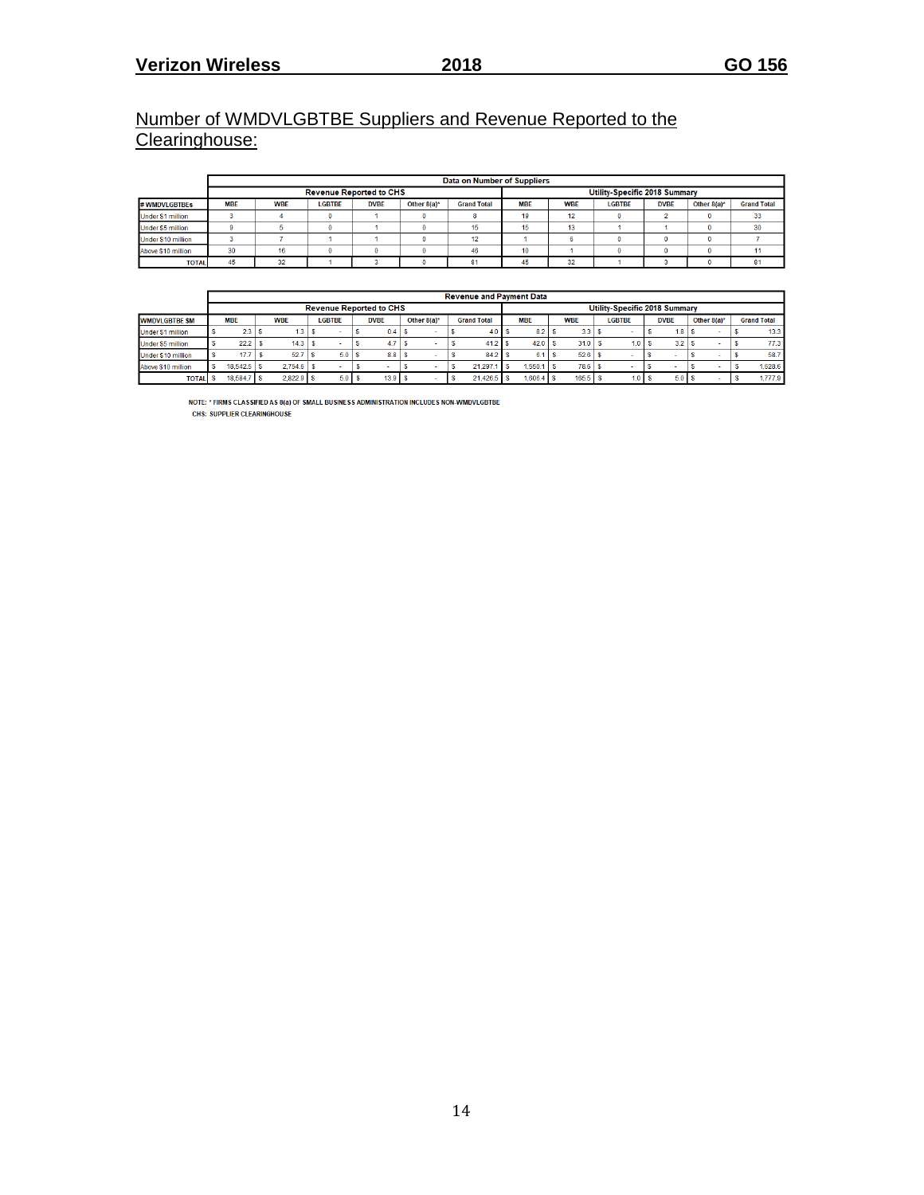## Number of WMDVLGBTBE Suppliers and Revenue Reported to the Clearinghouse:

| | Data on Number of Suppliers | | | | | | | | | | | |
|---|---|---|---|---|---|---|---|---|---|---|---|---|
| | Revenue Reported to CHS | | | | | | Utility-Specific 2018 Summary | | | | | |
| # WMDVLGBTBEs | MBE | WBE | LGBTBE | DVBE | Other 8(a)* | Grand Total | MBE | WBE | LGBTBE | DVBE | Other 8(a)* | Grand Total |
| Under $1 million | 3 | 4 | 0 | 1 | 0 | 8 | 19 | 12 | 0 | 2 | 0 | 33 |
| Under $5 million | 9 | 5 | 0 | 1 | 0 | 15 | 15 | 13 | 1 | 1 | 0 | 30 |
| Under $10 million | 3 | 7 | 1 | 1 | 0 | 12 | 1 | 6 | 0 | 0 | 0 | 7 |
| Above $10 million | 30 | 16 | 0 | 0 | 0 | 46 | 10 | 1 | 0 | 0 | 0 | 11 |
| TOTAL | 45 | 32 | 1 | 3 | 0 | 81 | 45 | 32 | 1 | 3 | 0 | 81 |

| | Revenue and Payment Data | | | | | | | | | | | |
|---|---|---|---|---|---|---|---|---|---|---|---|---|
| | Revenue Reported to CHS | | | | | | Utility-Specific 2018 Summary | | | | | |
| WMDVLGBTBE $M | MBE | WBE | LGBTBE | DVBE | Other 8(a)* | Grand Total | MBE | WBE | LGBTBE | DVBE | Other 8(a)* | Grand Total |
| Under $1 million | $ 2.3 | $ 1.3 | $ - | $ 0.4 | $ - | $ 4.0 | $ 8.2 | $ 3.3 | $ - | $ 1.8 | $ - | $ 13.3 |
| Under $5 million | $ 22.2 | $ 14.3 | $ - | $ 4.7 | $ - | $ 41.2 | $ 42.0 | $ 31.0 | $ 1.0 | $ 3.2 | $ - | $ 77.3 |
| Under $10 million | $ 17.7 | $ 52.7 | $ 5.0 | $ 8.8 | $ - | $ 84.2 | $ 6.1 | $ 52.6 | $ - | $ - | $ - | $ 58.7 |
| Above $10 million | $ 18,542.5 | $ 2,754.6 | $ - | $ - | $ - | $ 21,297.1 | $ 1,550.1 | $ 78.6 | $ - | $ - | $ - | $ 1,628.6 |
| TOTAL | $ 18,584.7 | $ 2,822.9 | $ 5.0 | $ 13.9 | $ - | $ 21,426.5 | $ 1,606.4 | $ 165.5 | $ 1.0 | $ 5.0 | $ - | $ 1,777.9 |

NOTE: * FIRMS CLASSIFIED AS 8(a) OF SMALL BUSINESS ADMINISTRATION INCLUDES NON-WMDVLGBTBE

CHS: SUPPLIER CLEARINGHOUSE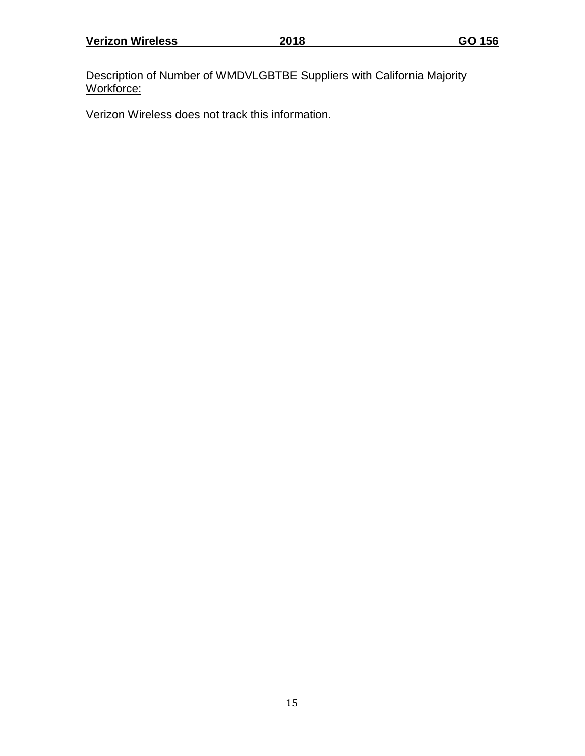Description of Number of WMDVLGBTBE Suppliers with California Majority Workforce:

Verizon Wireless does not track this information.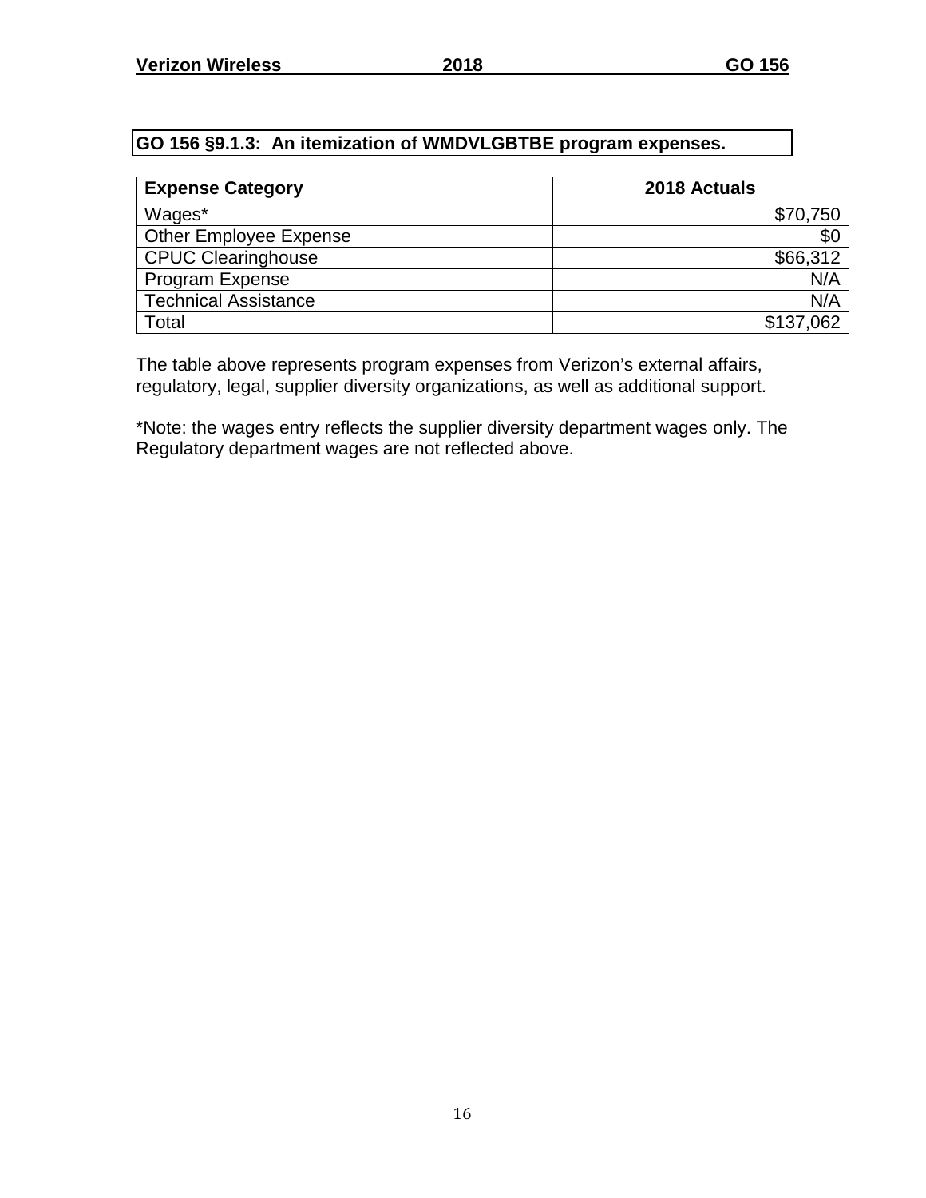## GO 156 §9.1.3: An itemization of WMDVLGBTBE program expenses.

| Expense Category | 2018 Actuals |
|---|---|
| Wages* | $70,750 |
| Other Employee Expense | $0 |
| CPUC Clearinghouse | $66,312 |
| Program Expense | N/A |
| Technical Assistance | N/A |
| Total | $137,062 |

The table above represents program expenses from Verizon's external affairs, regulatory, legal, supplier diversity organizations, as well as additional support.

*Note: the wages entry reflects the supplier diversity department wages only. The Regulatory department wages are not reflected above.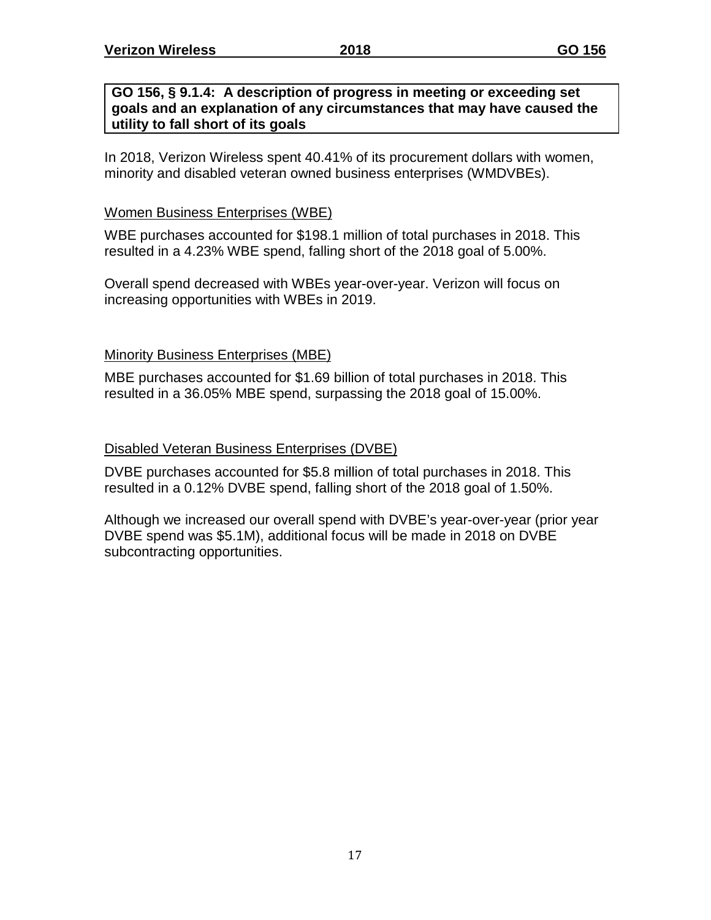**GO 156, § 9.1.4: A description of progress in meeting or exceeding set goals and an explanation of any circumstances that may have caused the utility to fall short of its goals**

In 2018, Verizon Wireless spent 40.41% of its procurement dollars with women, minority and disabled veteran owned business enterprises (WMDVBEs).

## Women Business Enterprises (WBE)

WBE purchases accounted for $198.1 million of total purchases in 2018. This resulted in a 4.23% WBE spend, falling short of the 2018 goal of 5.00%.

Overall spend decreased with WBEs year-over-year. Verizon will focus on increasing opportunities with WBEs in 2019.

## Minority Business Enterprises (MBE)

MBE purchases accounted for $1.69 billion of total purchases in 2018. This resulted in a 36.05% MBE spend, surpassing the 2018 goal of 15.00%.

## Disabled Veteran Business Enterprises (DVBE)

DVBE purchases accounted for $5.8 million of total purchases in 2018. This resulted in a 0.12% DVBE spend, falling short of the 2018 goal of 1.50%.

Although we increased our overall spend with DVBE's year-over-year (prior year DVBE spend was $5.1M), additional focus will be made in 2018 on DVBE subcontracting opportunities.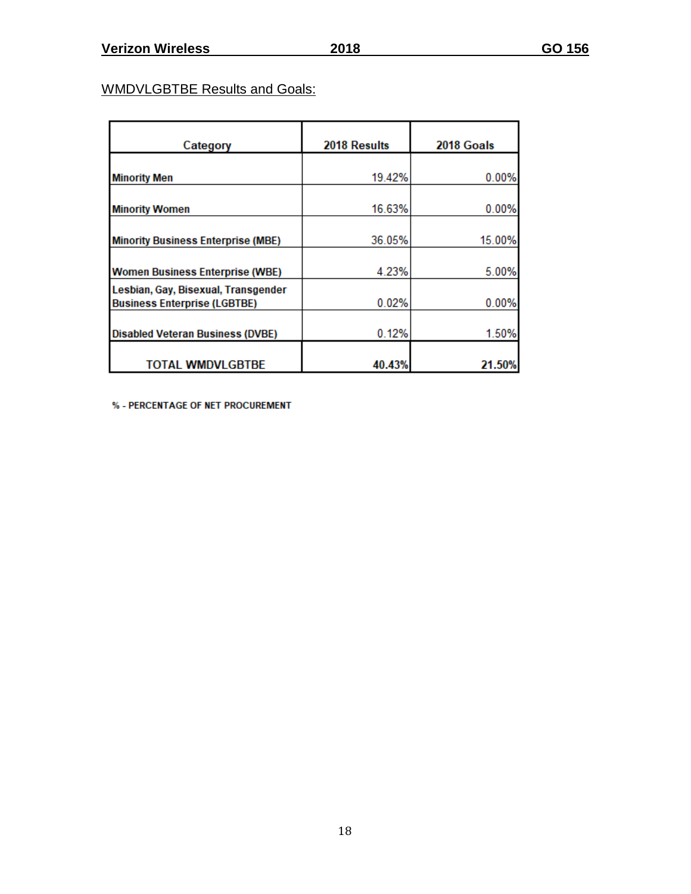WMDVLGBTBE Results and Goals:

| Category | 2018 Results | 2018 Goals |
|---|---|---|
| **Minority Men** | 19.42% | 0.00% |
| **Minority Women** | 16.63% | 0.00% |
| **Minority Business Enterprise (MBE)** | 36.05% | 15.00% |
| **Women Business Enterprise (WBE)** | 4.23% | 5.00% |
| **Lesbian, Gay, Bisexual, Transgender Business Enterprise (LGBTBE)** | 0.02% | 0.00% |
| **Disabled Veteran Business (DVBE)** | 0.12% | 1.50% |
| **TOTAL WMDVLGBTBE** | **40.43%** | **21.50%** |

**% - PERCENTAGE OF NET PROCUREMENT**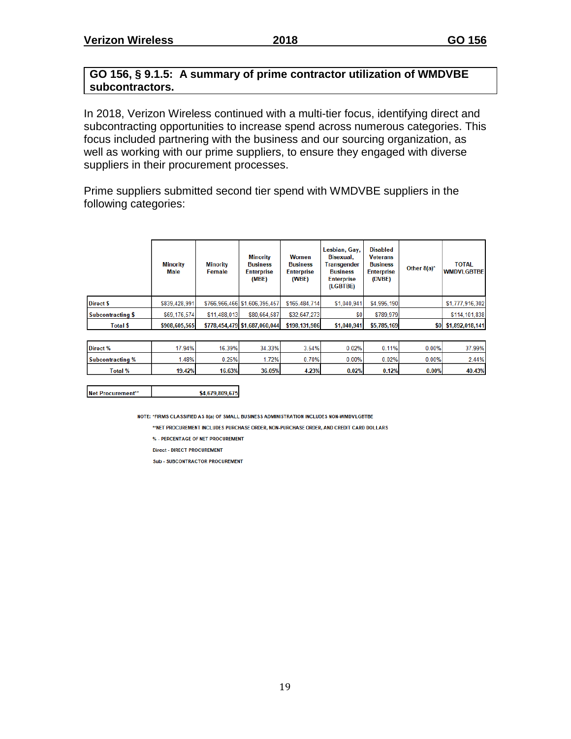## GO 156, § 9.1.5: A summary of prime contractor utilization of WMDVBE subcontractors.

In 2018, Verizon Wireless continued with a multi-tier focus, identifying direct and subcontracting opportunities to increase spend across numerous categories. This focus included partnering with the business and our sourcing organization, as well as working with our prime suppliers, to ensure they engaged with diverse suppliers in their procurement processes.

Prime suppliers submitted second tier spend with WMDVBE suppliers in the following categories:

| | Minority Male | Minority Female | Minority Business Enterprise (MBE) | Women Business Enterprise (WBE) | Lesbian, Gay, Bisexual, Transgender Business Enterprise (LGBTBE) | Disabled Veterans Business Enterprise (DVBE) | Other 8(a)* | TOTAL WMDVLGBTBE |
|---|---|---|---|---|---|---|---|---|
| Direct $ | $839,428,991 | $766,966,466 | $1,606,395,457 | $165,484,714 | $1,040,941 | $4,995,190 | | $1,777,916,302 |
| Subcontracting $ | $69,176,574 | $11,488,013 | $80,664,587 | $32,647,273 | $0 | $789,979 | | $114,101,838 |
| **Total $** | **$908,605,565** | **$778,454,479** | **$1,687,060,044** | **$198,131,986** | **$1,040,941** | **$5,785,169** | **$0** | **$1,892,018,141** |
| Direct % | 17.94% | 16.39% | 34.33% | 3.54% | 0.02% | 0.11% | 0.00% | 37.99% |
| Subcontracting % | 1.48% | 0.25% | 1.72% | 0.70% | 0.00% | 0.02% | 0.00% | 2.44% |
| **Total %** | **19.42%** | **16.63%** | **36.05%** | **4.23%** | **0.02%** | **0.12%** | **0.00%** | **40.43%** |

| Net Procurement** | $4,679,809,675 |
|---|---|

NOTE: *FIRMS CLASSIFIED AS 8(a) OF SMALL BUSINESS ADMINISTRATION INCLUDES NON-WMDVLGBTBE

**NET PROCUREMENT INCLUDES PURCHASE ORDER, NON-PURCHASE ORDER, AND CREDIT CARD DOLLARS

% - PERCENTAGE OF NET PROCUREMENT

Direct - DIRECT PROCUREMENT

Sub - SUBCONTRACTOR PROCUREMENT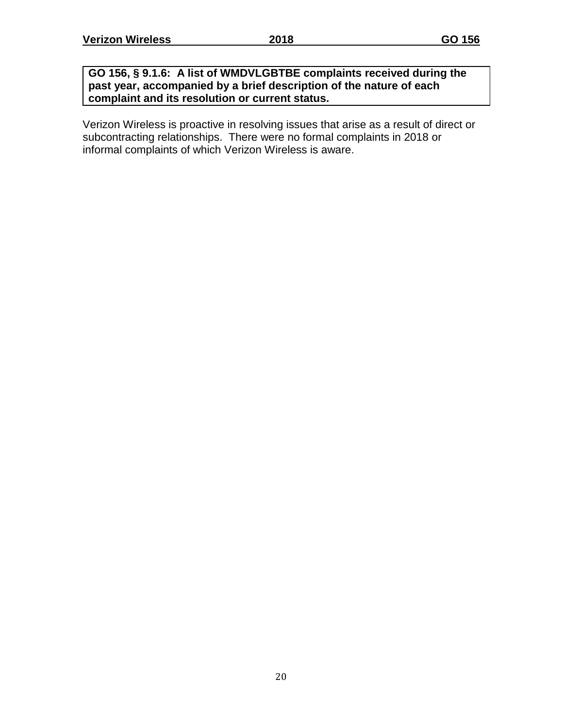**GO 156, § 9.1.6: A list of WMDVLGBTBE complaints received during the past year, accompanied by a brief description of the nature of each complaint and its resolution or current status.**

Verizon Wireless is proactive in resolving issues that arise as a result of direct or subcontracting relationships. There were no formal complaints in 2018 or informal complaints of which Verizon Wireless is aware.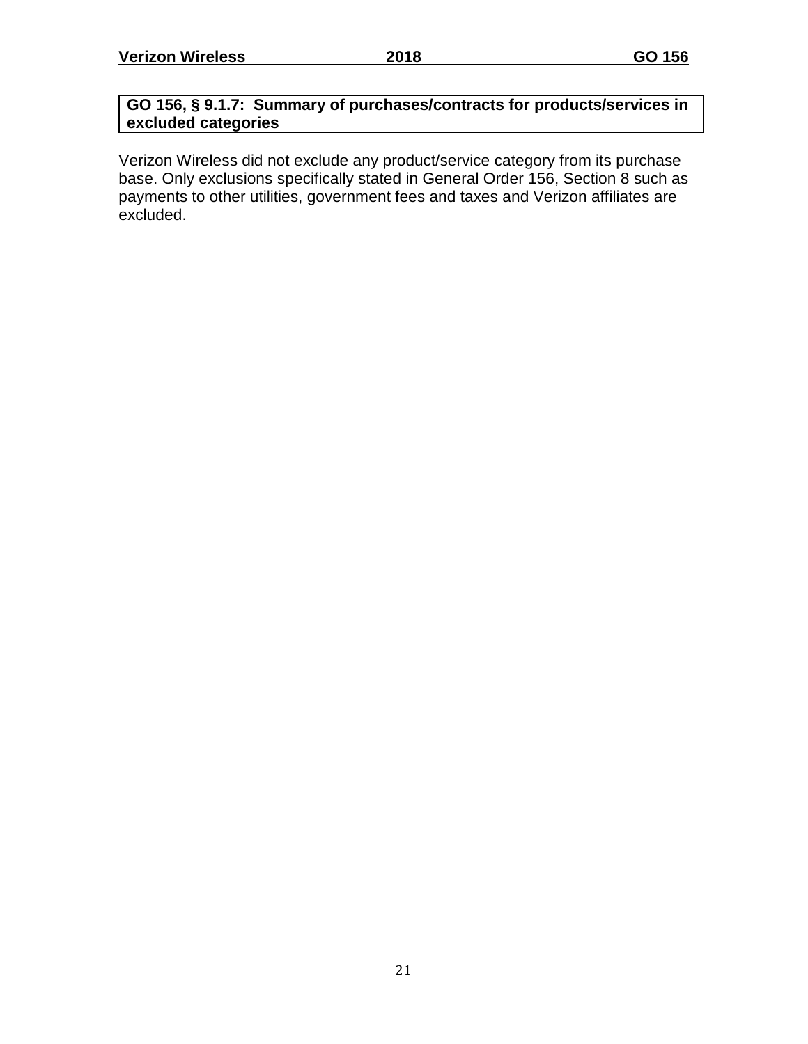**GO 156, § 9.1.7: Summary of purchases/contracts for products/services in excluded categories**

Verizon Wireless did not exclude any product/service category from its purchase base. Only exclusions specifically stated in General Order 156, Section 8 such as payments to other utilities, government fees and taxes and Verizon affiliates are excluded.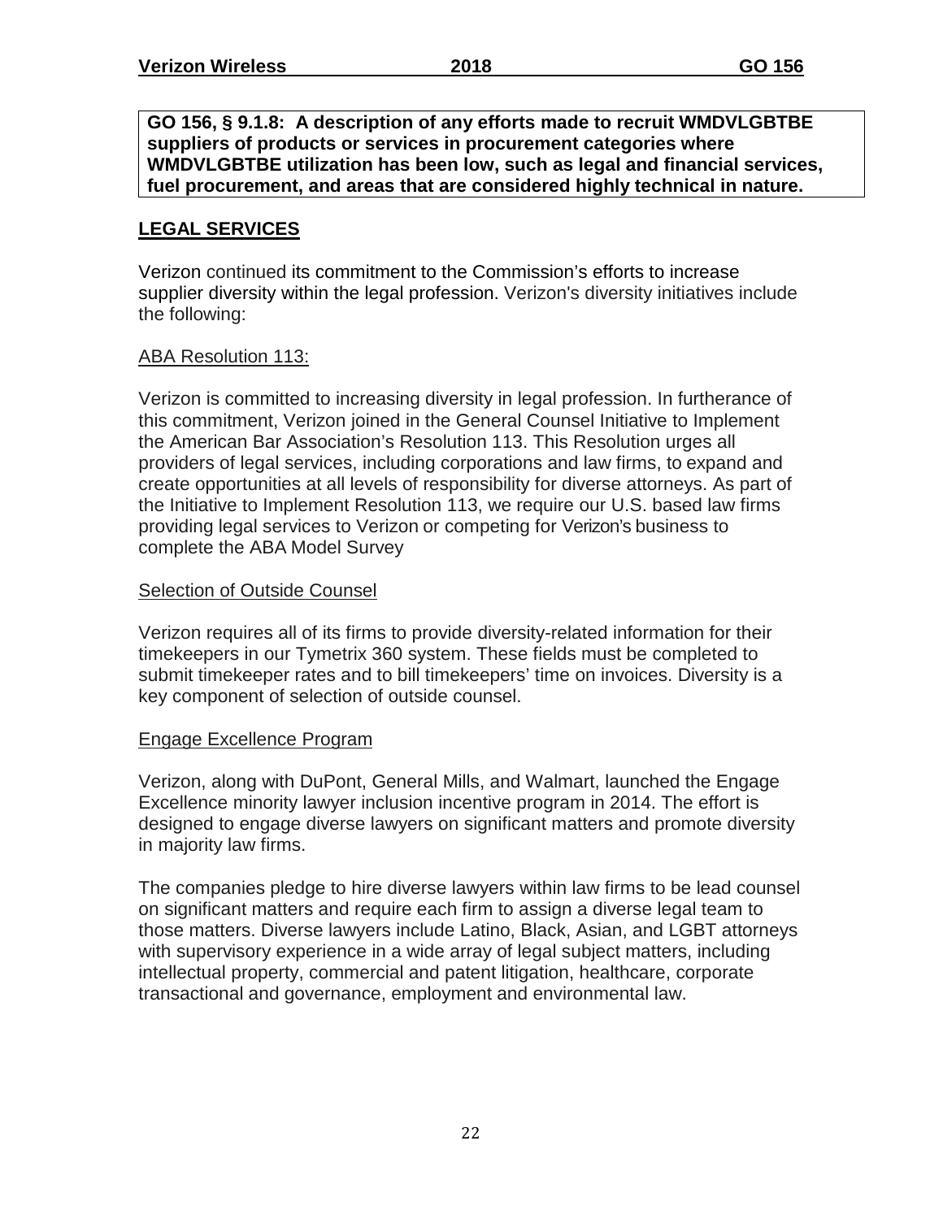**GO 156, § 9.1.8: A description of any efforts made to recruit WMDVLGBTBE suppliers of products or services in procurement categories where WMDVLGBTBE utilization has been low, such as legal and financial services, fuel procurement, and areas that are considered highly technical in nature.**

## LEGAL SERVICES

Verizon continued its commitment to the Commission's efforts to increase supplier diversity within the legal profession. Verizon's diversity initiatives include the following:

### ABA Resolution 113:

Verizon is committed to increasing diversity in legal profession. In furtherance of this commitment, Verizon joined in the General Counsel Initiative to Implement the American Bar Association's Resolution 113. This Resolution urges all providers of legal services, including corporations and law firms, to expand and create opportunities at all levels of responsibility for diverse attorneys. As part of the Initiative to Implement Resolution 113, we require our U.S. based law firms providing legal services to Verizon or competing for Verizon's business to complete the ABA Model Survey

### Selection of Outside Counsel

Verizon requires all of its firms to provide diversity-related information for their timekeepers in our Tymetrix 360 system. These fields must be completed to submit timekeeper rates and to bill timekeepers' time on invoices. Diversity is a key component of selection of outside counsel.

### Engage Excellence Program

Verizon, along with DuPont, General Mills, and Walmart, launched the Engage Excellence minority lawyer inclusion incentive program in 2014. The effort is designed to engage diverse lawyers on significant matters and promote diversity in majority law firms.

The companies pledge to hire diverse lawyers within law firms to be lead counsel on significant matters and require each firm to assign a diverse legal team to those matters. Diverse lawyers include Latino, Black, Asian, and LGBT attorneys with supervisory experience in a wide array of legal subject matters, including intellectual property, commercial and patent litigation, healthcare, corporate transactional and governance, employment and environmental law.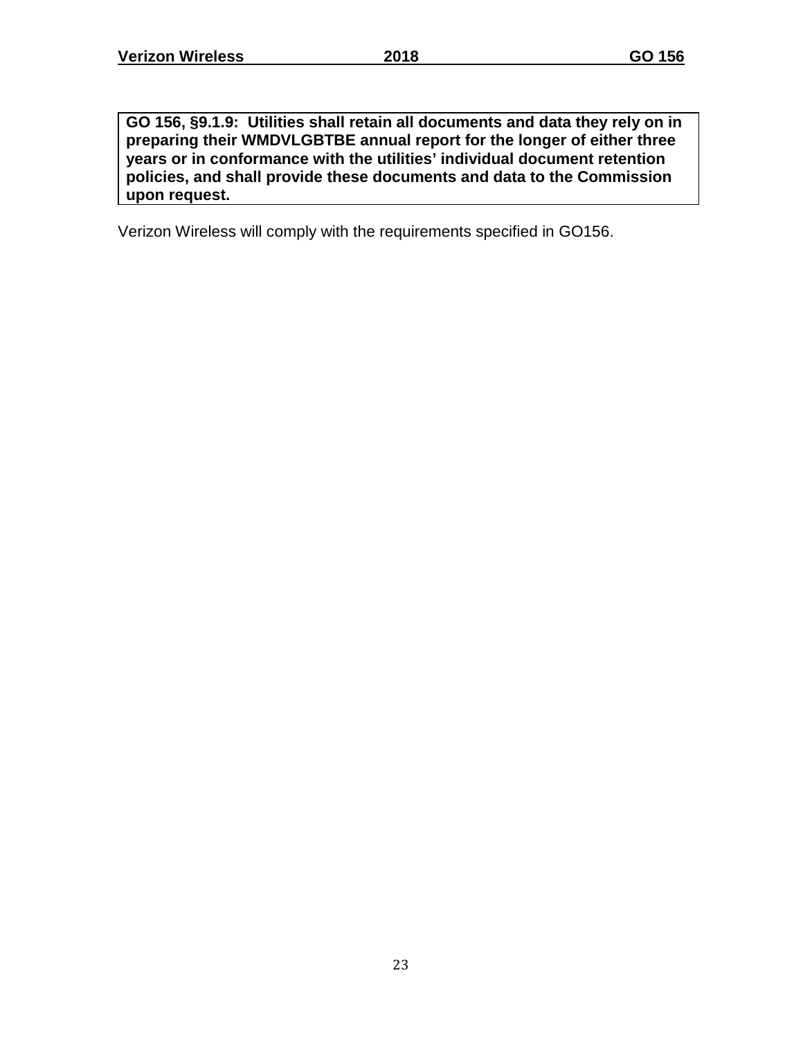**GO 156, §9.1.9: Utilities shall retain all documents and data they rely on in preparing their WMDVLGBTBE annual report for the longer of either three years or in conformance with the utilities' individual document retention policies, and shall provide these documents and data to the Commission upon request.**

Verizon Wireless will comply with the requirements specified in GO156.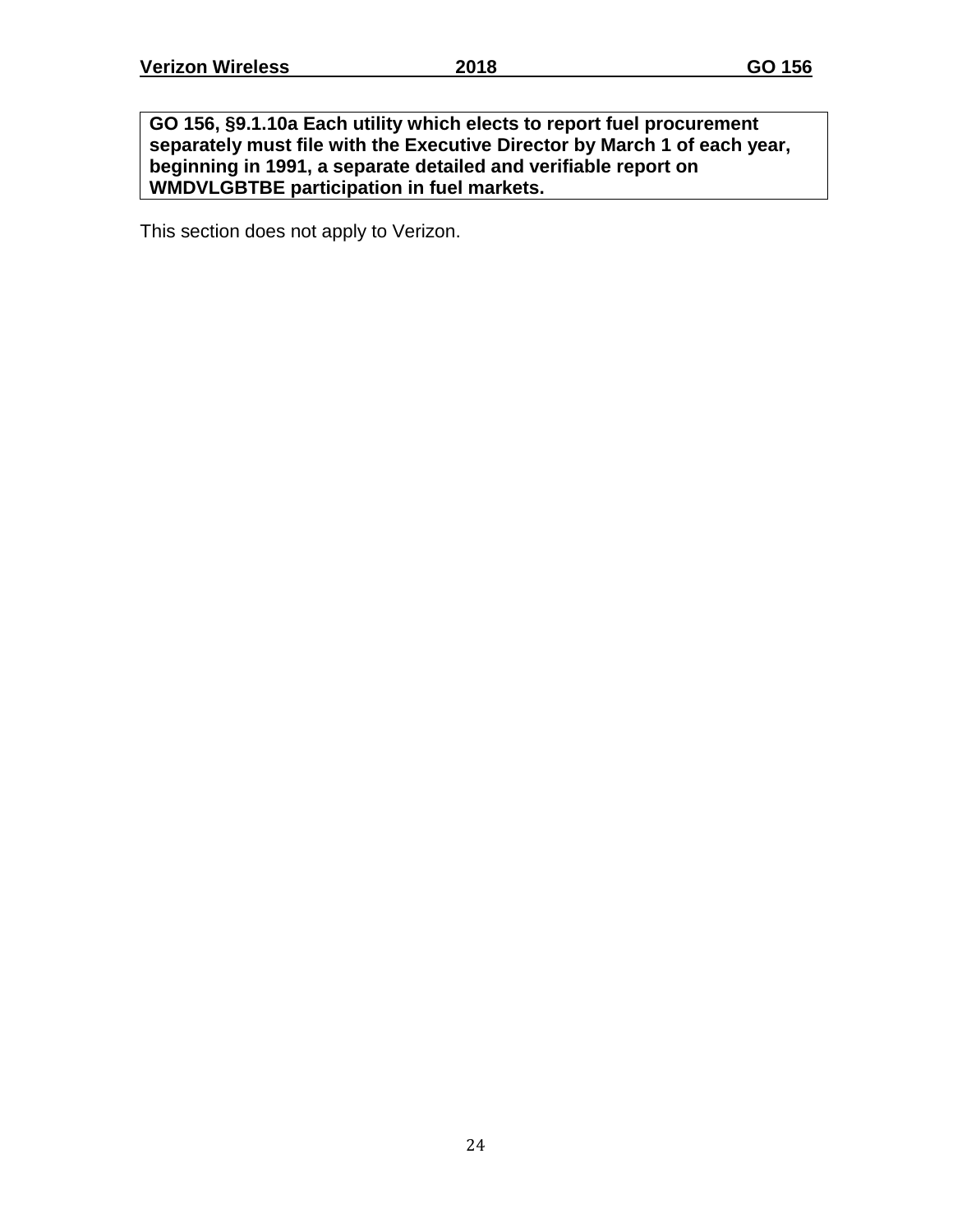**GO 156, §9.1.10a Each utility which elects to report fuel procurement separately must file with the Executive Director by March 1 of each year, beginning in 1991, a separate detailed and verifiable report on WMDVLGBTBE participation in fuel markets.**

This section does not apply to Verizon.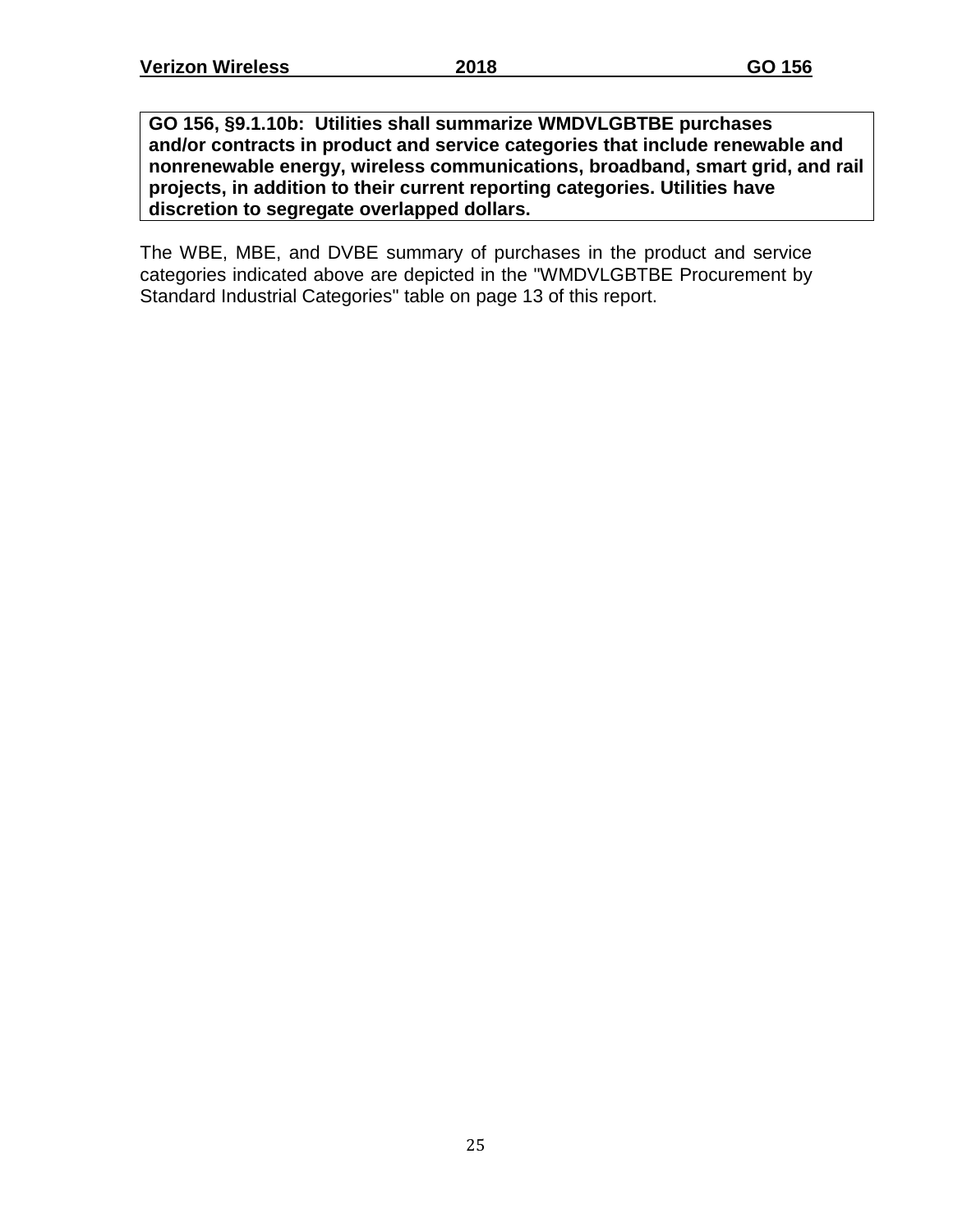**GO 156, §9.1.10b: Utilities shall summarize WMDVLGBTBE purchases and/or contracts in product and service categories that include renewable and nonrenewable energy, wireless communications, broadband, smart grid, and rail projects, in addition to their current reporting categories. Utilities have discretion to segregate overlapped dollars.**

The WBE, MBE, and DVBE summary of purchases in the product and service categories indicated above are depicted in the "WMDVLGBTBE Procurement by Standard Industrial Categories" table on page 13 of this report.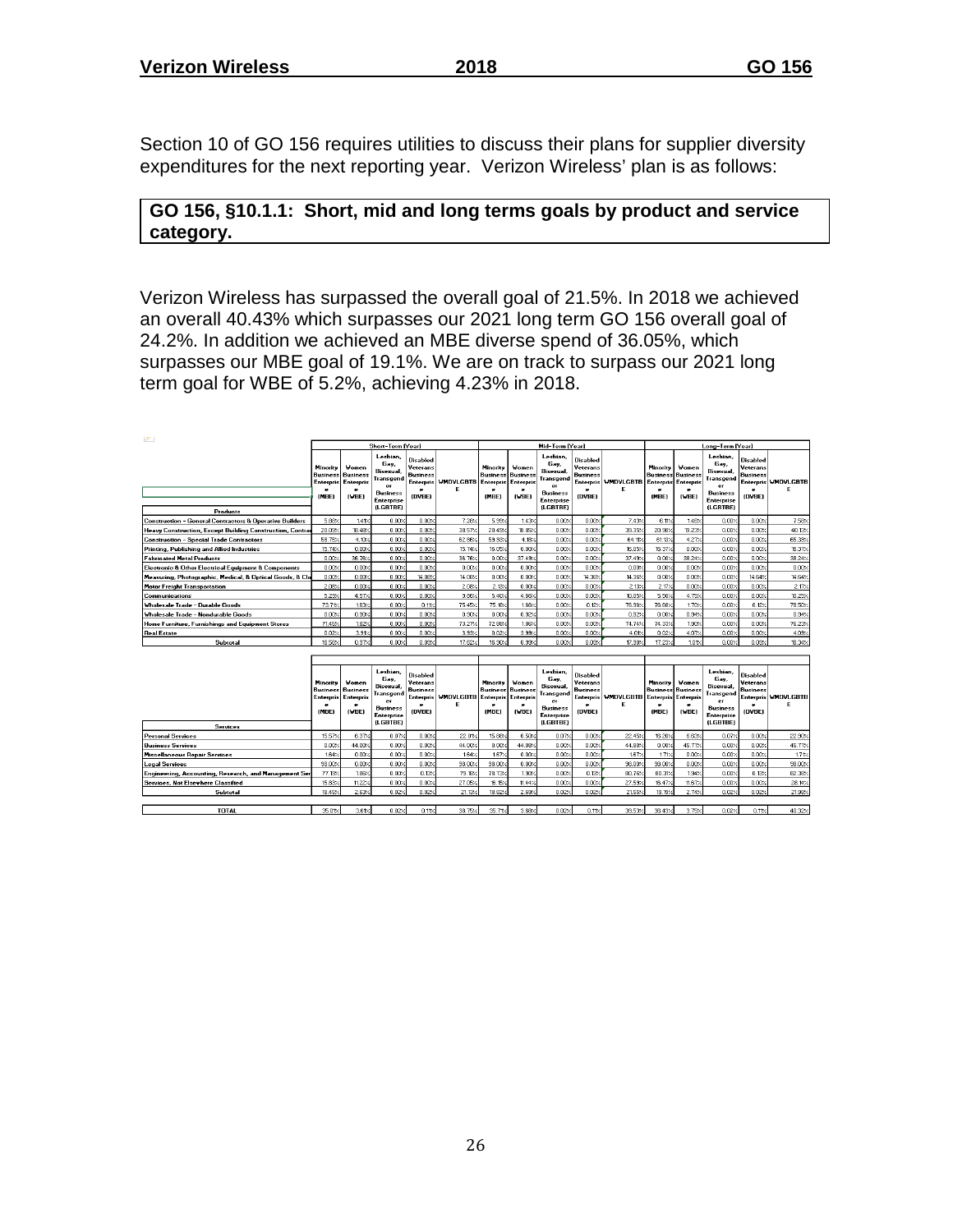Section 10 of GO 156 requires utilities to discuss their plans for supplier diversity expenditures for the next reporting year. Verizon Wireless' plan is as follows:

**GO 156, §10.1.1: Short, mid and long terms goals by product and service category.**

Verizon Wireless has surpassed the overall goal of 21.5%. In 2018 we achieved an overall 40.43% which surpasses our 2021 long term GO 156 overall goal of 24.2%. In addition we achieved an MBE diverse spend of 36.05%, which surpasses our MBE goal of 19.1%. We are on track to surpass our 2021 long term goal for WBE of 5.2%, achieving 4.23% in 2018.

| | Short-Term (Year) | | | | | Mid-Term (Year) | | | | | Long-Term (Year) | | | | |
|---|---|---|---|---|---|---|---|---|---|---|---|---|---|---|---|
| Products | Minority Business Enterprise (MBE) | Women Business Enterprise (WBE) | Lesbian, Gay, Bisexual, Transgender Business Enterprise (LGBTBE) | Disabled Veterans Business Enterprise (DVBE) | WMDVLGBTBE | Minority Business Enterprise (MBE) | Women Business Enterprise (WBE) | Lesbian, Gay, Bisexual, Transgender Business Enterprise (LGBTBE) | Disabled Veterans Business Enterprise (DVBE) | WMDVLGBTBE | Minority Business Enterprise (MBE) | Women Business Enterprise (WBE) | Lesbian, Gay, Bisexual, Transgender Business Enterprise (LGBTBE) | Disabled Veterans Business Enterprise (DVBE) | WMDVLGBTBE |
| Construction - General Contractors & Operative Builders | 5.86% | 1.41% | 0.00% | 0.00% | 7.26% | 5.99% | 1.43% | 0.00% | 0.00% | 7.43% | 6.11% | 1.46% | 0.00% | 0.00% | 7.56% |
| Heavy Construction, Except Building Construction, Contrac | 20.09% | 18.48% | 0.00% | 0.00% | 38.57% | 20.45% | 18.85% | 0.00% | 0.00% | 39.35% | 20.90% | 19.23% | 0.00% | 0.00% | 40.13% |
| Construction - Special Trade Contractors | 58.75% | 4.10% | 0.00% | 0.00% | 62.86% | 59.93% | 4.18% | 0.00% | 0.00% | 64.11% | 61.13% | 4.27% | 0.00% | 0.00% | 65.39% |
| Printing, Publishing and Allied Industries | 15.74% | 0.00% | 0.00% | 0.00% | 15.74% | 16.05% | 0.00% | 0.00% | 0.00% | 16.05% | 16.37% | 0.00% | 0.00% | 0.00% | 16.37% |
| Fabricated Metal Products | 0.00% | 36.76% | 0.00% | 0.00% | 36.76% | 0.00% | 37.49% | 0.00% | 0.00% | 37.49% | 0.00% | 38.24% | 0.00% | 0.00% | 38.24% |
| Electronic & Other Electrical Equipment & Components | 0.00% | 0.00% | 0.00% | 0.00% | 0.00% | 0.00% | 0.00% | 0.00% | 0.00% | 0.00% | 0.00% | 0.00% | 0.00% | 0.00% | 0.00% |
| Measuring, Photographic, Medical, & Optical Goods, & Clo | 0.00% | 0.00% | 0.00% | 14.08% | 14.08% | 0.00% | 0.00% | 0.00% | 14.36% | 14.36% | 0.00% | 0.00% | 0.00% | 14.64% | 14.64% |
| Motor Freight Transportation | 2.08% | 0.00% | 0.00% | 0.00% | 2.08% | 2.13% | 0.00% | 0.00% | 0.00% | 2.13% | 2.17% | 0.00% | 0.00% | 0.00% | 2.17% |
| Communications | 5.23% | 4.57% | 0.00% | 0.00% | 9.80% | 5.40% | 4.66% | 0.00% | 0.00% | 10.05% | 5.56% | 4.75% | 0.00% | 0.00% | 10.25% |
| Wholesale Trade - Durable Goods | 73.71% | 1.63% | 0.00% | 0.11% | 75.45% | 75.18% | 1.66% | 0.00% | 0.12% | 76.96% | 76.69% | 1.70% | 0.00% | 0.12% | 78.50% |
| Wholesale Trade - Nondurable Goods | 0.00% | 0.90% | 0.00% | 0.00% | 0.90% | 0.00% | 0.92% | 0.00% | 0.00% | 0.92% | 0.00% | 0.94% | 0.00% | 0.00% | 0.94% |
| Home Furniture, Furnishings and Equipment Stores | 71.45% | 1.82% | 0.00% | 0.00% | 73.27% | 72.88% | 1.86% | 0.00% | 0.00% | 74.74% | 74.33% | 1.90% | 0.00% | 0.00% | 76.23% |
| Real Estate | 0.02% | 3.91% | 0.00% | 0.00% | 3.93% | 0.02% | 3.99% | 0.00% | 0.00% | 4.01% | 0.02% | 4.07% | 0.00% | 0.00% | 4.09% |
| Subtotal | 16.56% | 0.97% | 0.00% | 0.09% | 17.62% | 16.90% | 0.99% | 0.00% | 0.09% | 17.98% | 17.23% | 1.01% | 0.00% | 0.09% | 18.34% |
| Services | Minority Business Enterprise (MBE) | Women Business Enterprise (WBE) | Lesbian, Gay, Bisexual, Transgender Business Enterprise (LGBTBE) | Disabled Veterans Business Enterprise (DVBE) | WMDVLGBTBE | Minority Business Enterprise (MBE) | Women Business Enterprise (WBE) | Lesbian, Gay, Bisexual, Transgender Business Enterprise (LGBTBE) | Disabled Veterans Business Enterprise (DVBE) | WMDVLGBTBE | Minority Business Enterprise (MBE) | Women Business Enterprise (WBE) | Lesbian, Gay, Bisexual, Transgender Business Enterprise (LGBTBE) | Disabled Veterans Business Enterprise (DVBE) | WMDVLGBTBE |
| Personal Services | 15.57% | 6.37% | 0.07% | 0.00% | 22.01% | 15.88% | 6.50% | 0.07% | 0.00% | 22.45% | 16.20% | 6.63% | 0.07% | 0.00% | 22.90% |
| Business Services | 0.00% | 44.00% | 0.00% | 0.00% | 44.00% | 0.00% | 44.88% | 0.00% | 0.00% | 44.88% | 0.00% | 45.77% | 0.00% | 0.00% | 45.77% |
| Miscellaneous Repair Services | 1.64% | 0.00% | 0.00% | 0.00% | 1.64% | 1.67% | 0.00% | 0.00% | 0.00% | 1.67% | 1.71% | 0.00% | 0.00% | 0.00% | 1.71% |
| Legal Services | 98.00% | 0.00% | 0.00% | 0.00% | 98.00% | 98.00% | 0.00% | 0.00% | 0.00% | 98.00% | 98.00% | 0.00% | 0.00% | 0.00% | 98.00% |
| Engineering, Accounting, Research, and Management Ser | 77.18% | 1.86% | 0.00% | 0.12% | 79.16% | 78.73% | 1.90% | 0.00% | 0.12% | 80.76% | 80.30% | 1.94% | 0.00% | 0.13% | 82.36% |
| Services, Not Elsewhere Classified | 15.83% | 11.22% | 0.00% | 0.00% | 27.05% | 16.15% | 11.44% | 0.00% | 0.00% | 27.59% | 16.47% | 11.67% | 0.00% | 0.00% | 28.14% |
| Subtotal | 18.45% | 2.63% | 0.02% | 0.02% | 21.12% | 18.82% | 2.68% | 0.02% | 0.02% | 21.55% | 19.78% | 2.74% | 0.02% | 0.02% | 21.98% |
| TOTAL | 35.01% | 3.61% | 0.02% | 0.11% | 38.75% | 35.71% | 3.68% | 0.02% | 0.11% | 39.53% | 36.43% | 3.75% | 0.02% | 0.11% | 40.32% |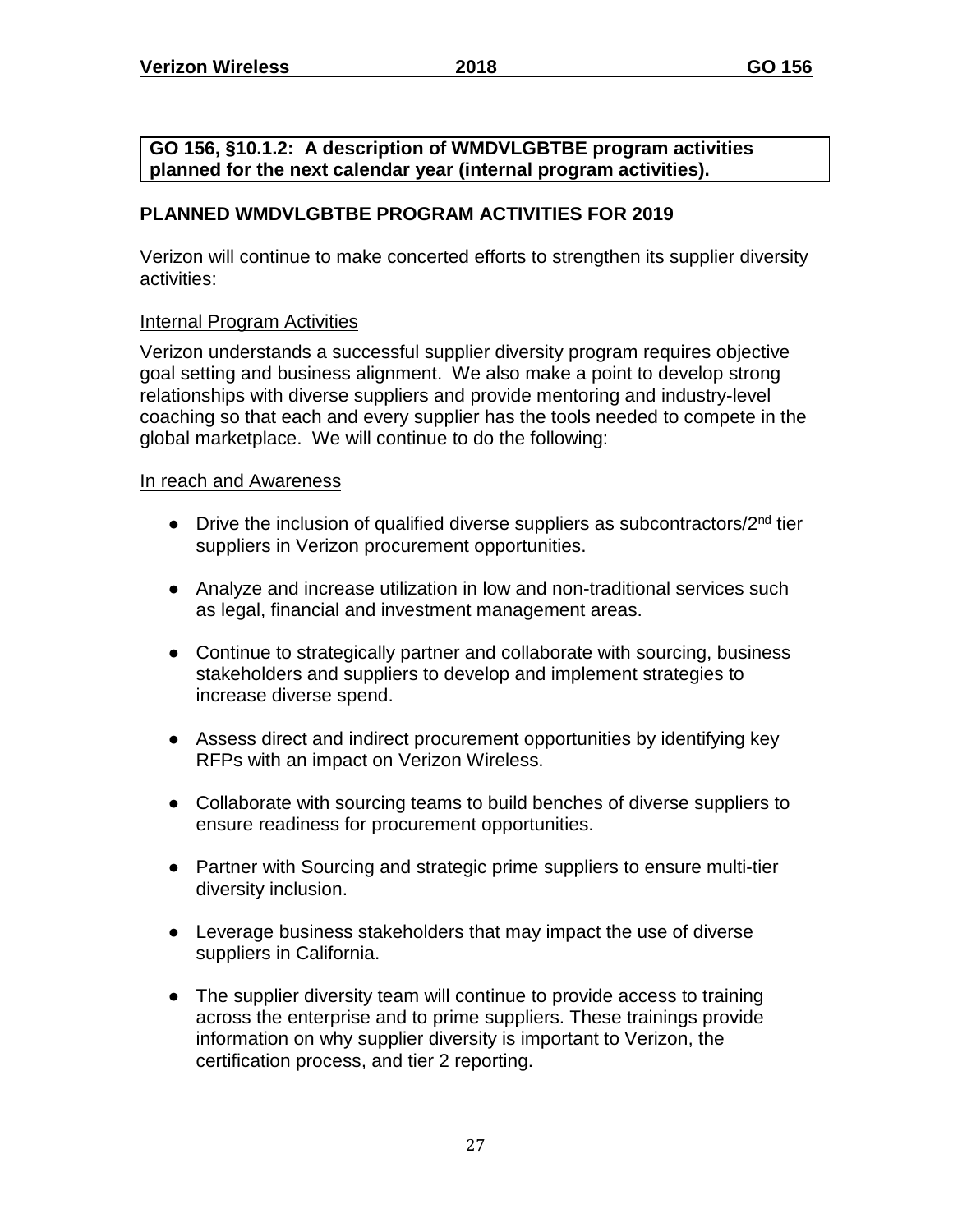**GO 156, §10.1.2: A description of WMDVLGBTBE program activities planned for the next calendar year (internal program activities).**

## PLANNED WMDVLGBTBE PROGRAM ACTIVITIES FOR 2019

Verizon will continue to make concerted efforts to strengthen its supplier diversity activities:

### Internal Program Activities

Verizon understands a successful supplier diversity program requires objective goal setting and business alignment. We also make a point to develop strong relationships with diverse suppliers and provide mentoring and industry-level coaching so that each and every supplier has the tools needed to compete in the global marketplace. We will continue to do the following:

### In reach and Awareness

- Drive the inclusion of qualified diverse suppliers as subcontractors/2nd tier suppliers in Verizon procurement opportunities.
- Analyze and increase utilization in low and non-traditional services such as legal, financial and investment management areas.
- Continue to strategically partner and collaborate with sourcing, business stakeholders and suppliers to develop and implement strategies to increase diverse spend.
- Assess direct and indirect procurement opportunities by identifying key RFPs with an impact on Verizon Wireless.
- Collaborate with sourcing teams to build benches of diverse suppliers to ensure readiness for procurement opportunities.
- Partner with Sourcing and strategic prime suppliers to ensure multi-tier diversity inclusion.
- Leverage business stakeholders that may impact the use of diverse suppliers in California.
- The supplier diversity team will continue to provide access to training across the enterprise and to prime suppliers. These trainings provide information on why supplier diversity is important to Verizon, the certification process, and tier 2 reporting.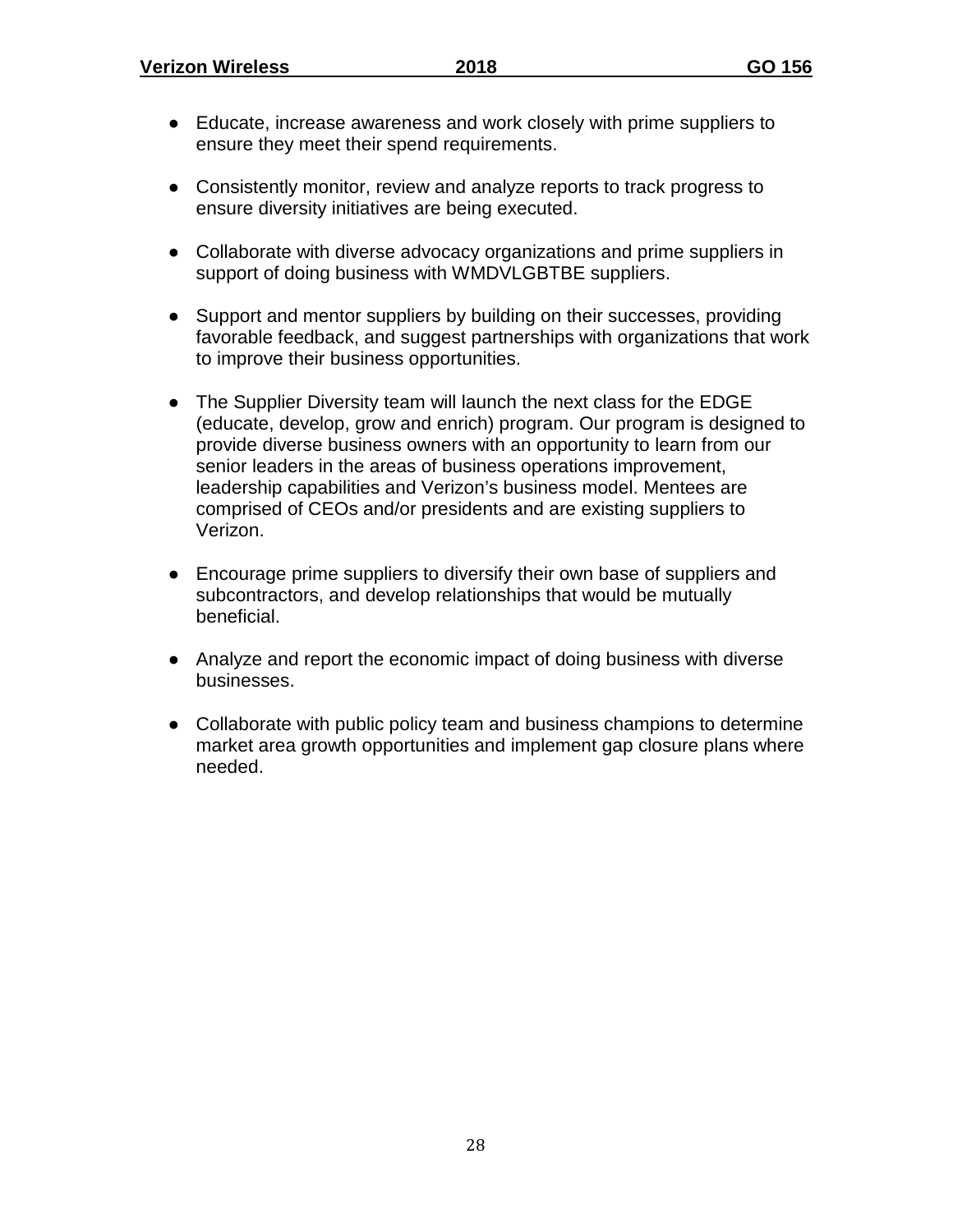- Educate, increase awareness and work closely with prime suppliers to ensure they meet their spend requirements.

- Consistently monitor, review and analyze reports to track progress to ensure diversity initiatives are being executed.

- Collaborate with diverse advocacy organizations and prime suppliers in support of doing business with WMDVLGBTBE suppliers.

- Support and mentor suppliers by building on their successes, providing favorable feedback, and suggest partnerships with organizations that work to improve their business opportunities.

- The Supplier Diversity team will launch the next class for the EDGE (educate, develop, grow and enrich) program. Our program is designed to provide diverse business owners with an opportunity to learn from our senior leaders in the areas of business operations improvement, leadership capabilities and Verizon's business model. Mentees are comprised of CEOs and/or presidents and are existing suppliers to Verizon.

- Encourage prime suppliers to diversify their own base of suppliers and subcontractors, and develop relationships that would be mutually beneficial.

- Analyze and report the economic impact of doing business with diverse businesses.

- Collaborate with public policy team and business champions to determine market area growth opportunities and implement gap closure plans where needed.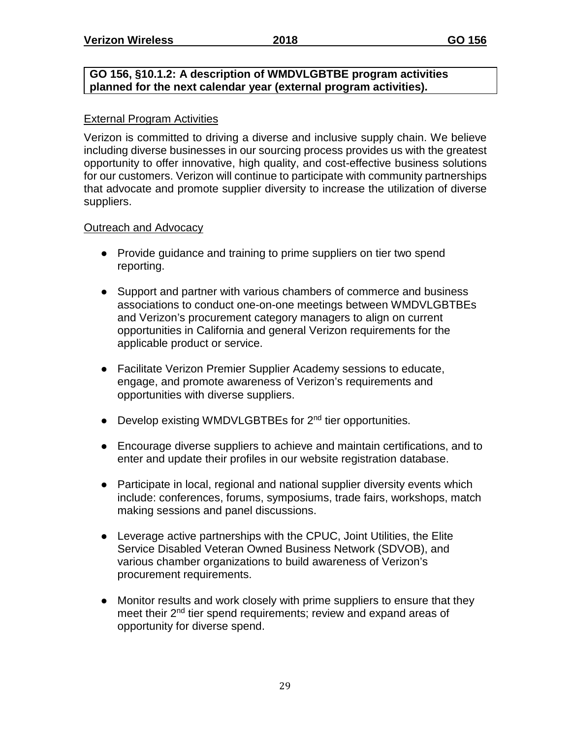**GO 156, §10.1.2: A description of WMDVLGBTBE program activities planned for the next calendar year (external program activities).**

External Program Activities

Verizon is committed to driving a diverse and inclusive supply chain. We believe including diverse businesses in our sourcing process provides us with the greatest opportunity to offer innovative, high quality, and cost-effective business solutions for our customers. Verizon will continue to participate with community partnerships that advocate and promote supplier diversity to increase the utilization of diverse suppliers.

Outreach and Advocacy

- Provide guidance and training to prime suppliers on tier two spend reporting.
- Support and partner with various chambers of commerce and business associations to conduct one-on-one meetings between WMDVLGBTBEs and Verizon's procurement category managers to align on current opportunities in California and general Verizon requirements for the applicable product or service.
- Facilitate Verizon Premier Supplier Academy sessions to educate, engage, and promote awareness of Verizon's requirements and opportunities with diverse suppliers.
- Develop existing WMDVLGBTBEs for 2nd tier opportunities.
- Encourage diverse suppliers to achieve and maintain certifications, and to enter and update their profiles in our website registration database.
- Participate in local, regional and national supplier diversity events which include: conferences, forums, symposiums, trade fairs, workshops, match making sessions and panel discussions.
- Leverage active partnerships with the CPUC, Joint Utilities, the Elite Service Disabled Veteran Owned Business Network (SDVOB), and various chamber organizations to build awareness of Verizon's procurement requirements.
- Monitor results and work closely with prime suppliers to ensure that they meet their 2nd tier spend requirements; review and expand areas of opportunity for diverse spend.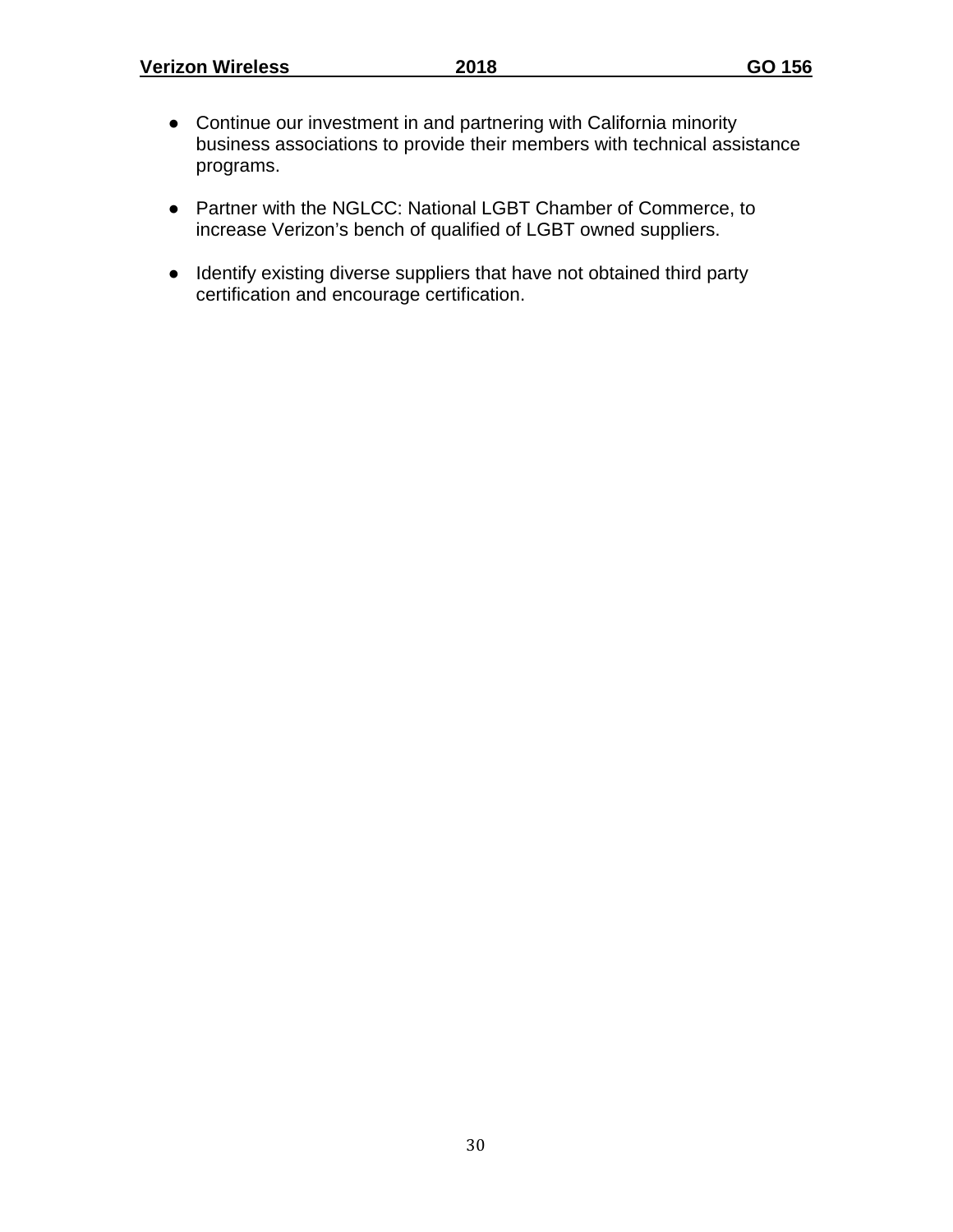- Continue our investment in and partnering with California minority business associations to provide their members with technical assistance programs.

- Partner with the NGLCC: National LGBT Chamber of Commerce, to increase Verizon's bench of qualified of LGBT owned suppliers.

- Identify existing diverse suppliers that have not obtained third party certification and encourage certification.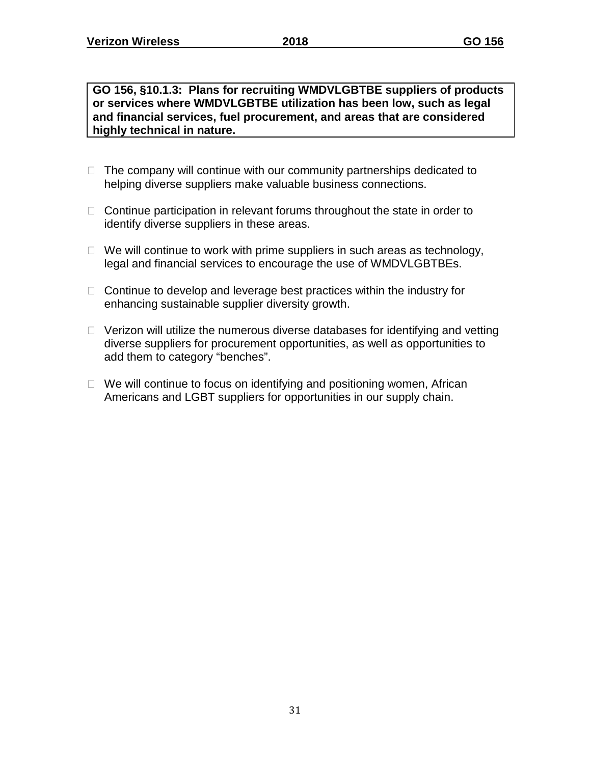**GO 156, §10.1.3: Plans for recruiting WMDVLGBTBE suppliers of products or services where WMDVLGBTBE utilization has been low, such as legal and financial services, fuel procurement, and areas that are considered highly technical in nature.**

- The company will continue with our community partnerships dedicated to helping diverse suppliers make valuable business connections.
- Continue participation in relevant forums throughout the state in order to identify diverse suppliers in these areas.
- We will continue to work with prime suppliers in such areas as technology, legal and financial services to encourage the use of WMDVLGBTBEs.
- Continue to develop and leverage best practices within the industry for enhancing sustainable supplier diversity growth.
- Verizon will utilize the numerous diverse databases for identifying and vetting diverse suppliers for procurement opportunities, as well as opportunities to add them to category "benches".
- We will continue to focus on identifying and positioning women, African Americans and LGBT suppliers for opportunities in our supply chain.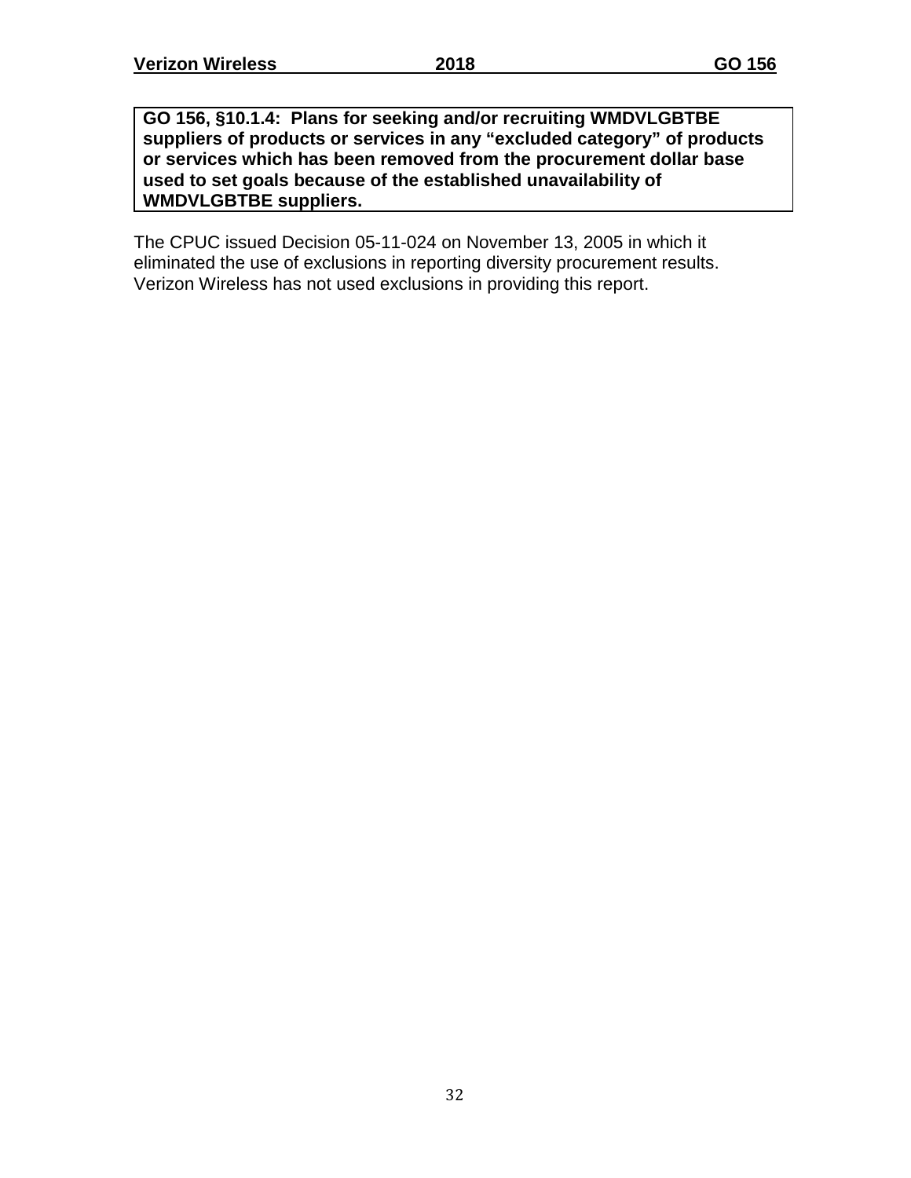**GO 156, §10.1.4: Plans for seeking and/or recruiting WMDVLGBTBE suppliers of products or services in any "excluded category" of products or services which has been removed from the procurement dollar base used to set goals because of the established unavailability of WMDVLGBTBE suppliers.**

The CPUC issued Decision 05-11-024 on November 13, 2005 in which it eliminated the use of exclusions in reporting diversity procurement results. Verizon Wireless has not used exclusions in providing this report.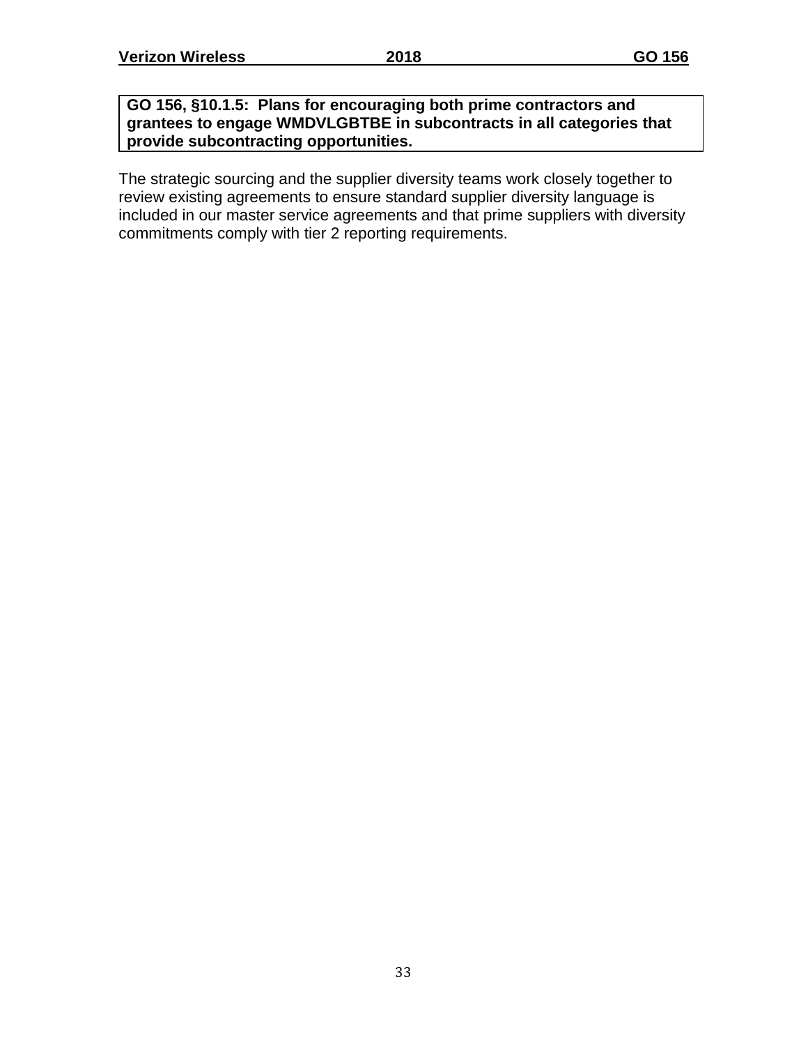**GO 156, §10.1.5: Plans for encouraging both prime contractors and grantees to engage WMDVLGBTBE in subcontracts in all categories that provide subcontracting opportunities.**

The strategic sourcing and the supplier diversity teams work closely together to review existing agreements to ensure standard supplier diversity language is included in our master service agreements and that prime suppliers with diversity commitments comply with tier 2 reporting requirements.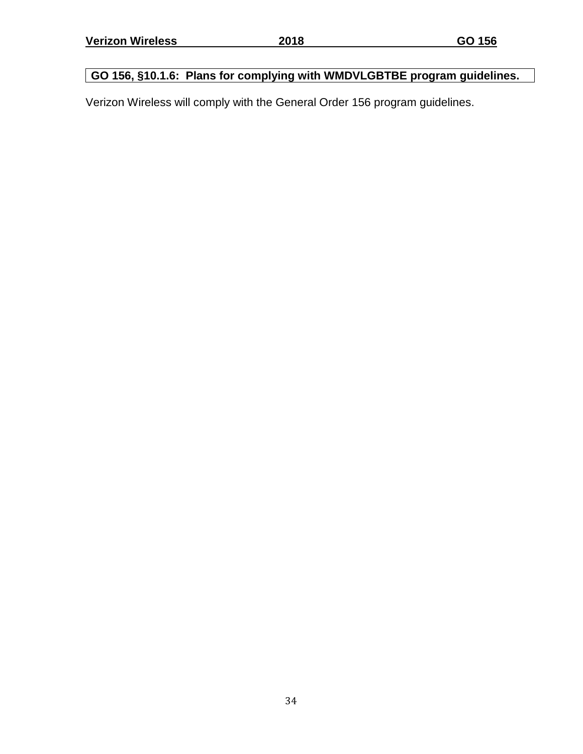## GO 156, §10.1.6: Plans for complying with WMDVLGBTBE program guidelines.

Verizon Wireless will comply with the General Order 156 program guidelines.